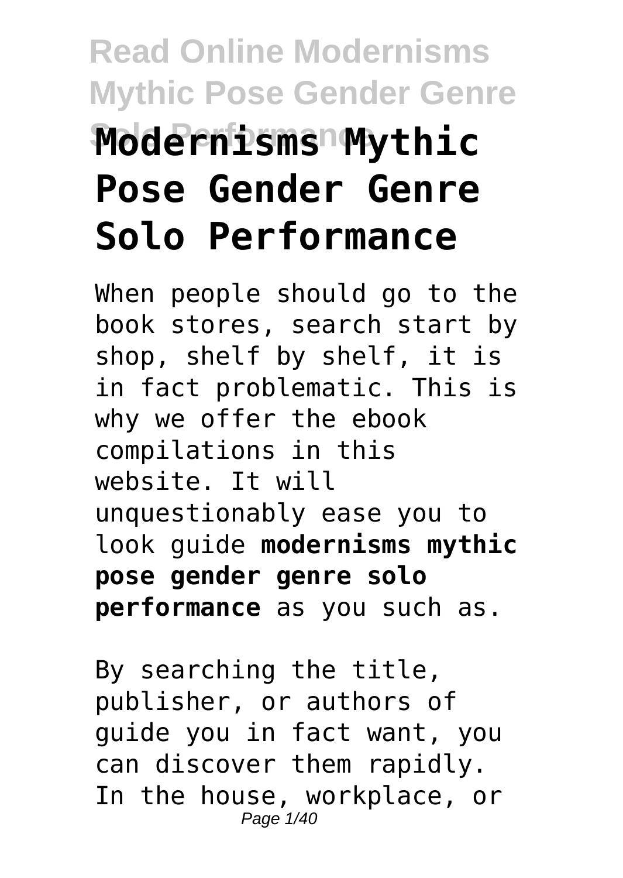# Modernisms Mythic Pose Gender Genre Solo Performance

When people should go to the book stores, search start by shop, shelf by shelf, it is in fact problematic. This is why we offer the ebook compilations in this website. It will unquestionably ease you to look guide **modernisms mythic pose gender genre solo performance** as you such as.

By searching the title, publisher, or authors of guide you in fact want, you can discover them rapidly. In the house, workplace, or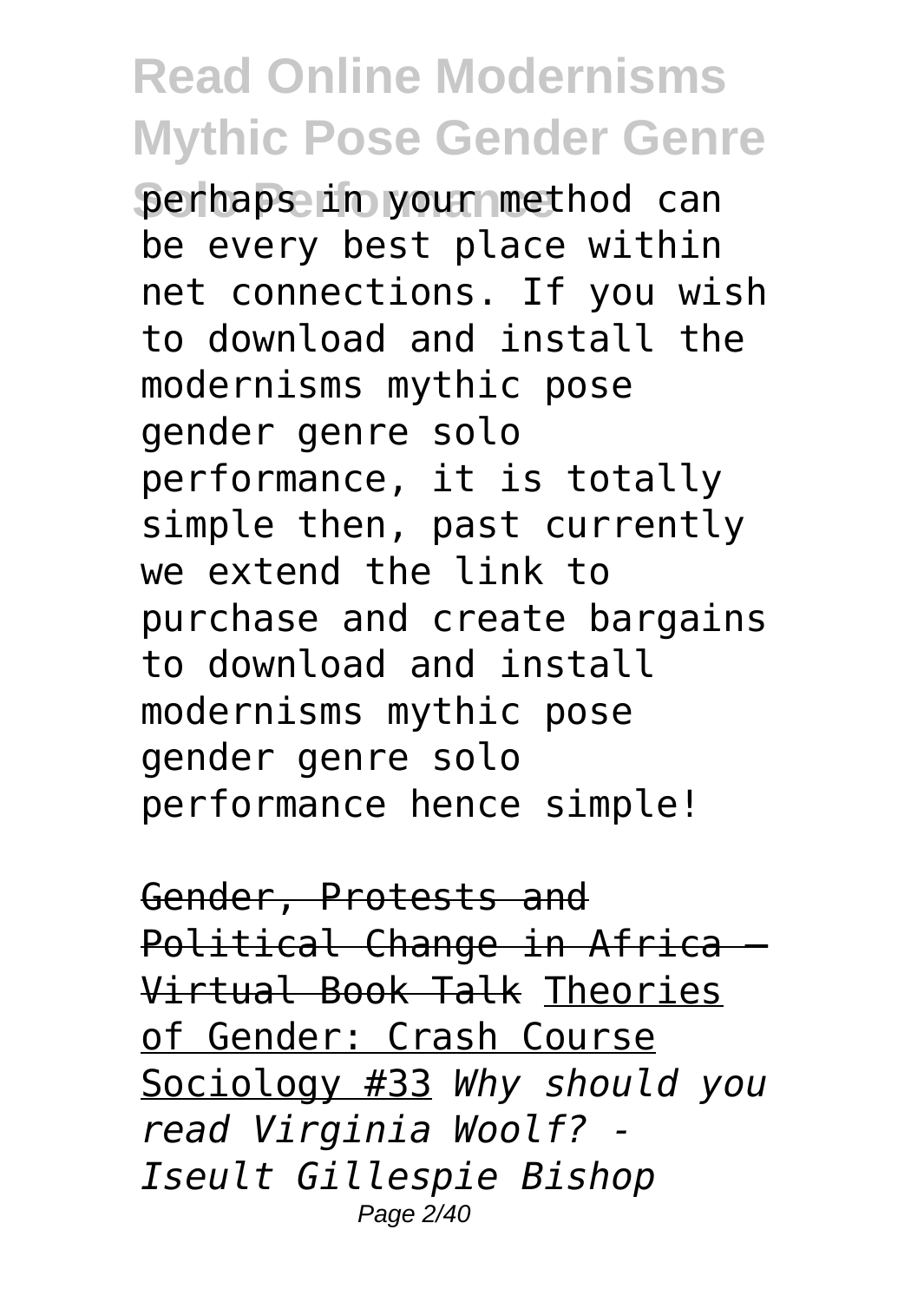perhaps in your method can be every best place within net connections. If you wish to download and install the modernisms mythic pose gender genre solo performance, it is totally simple then, past currently we extend the link to purchase and create bargains to download and install modernisms mythic pose gender genre solo performance hence simple!

~~Gender, Protests and Political Change in Africa — Virtual Book Talk~~ Theories of Gender: Crash Course Sociology #33 *Why should you read Virginia Woolf? - Iseult Gillespie Bishop*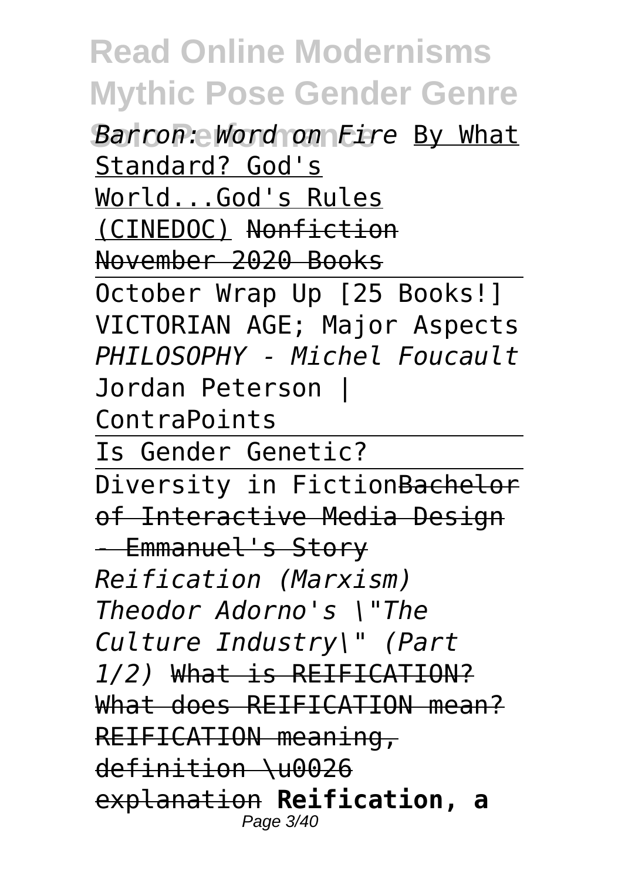*Barron: Word on Fire* By What Standard? God's World...God's Rules (CINEDOC) ~~Nonfiction November 2020 Books~~

October Wrap Up [25 Books!] VICTORIAN AGE; Major Aspects *PHILOSOPHY - Michel Foucault* Jordan Peterson | ContraPoints

Is Gender Genetic?

Diversity in Fiction~~Bachelor of Interactive Media Design - Emmanuel's Story~~ *Reification (Marxism) Theodor Adorno's \"The Culture Industry\" (Part 1/2)* ~~What is REIFICATION? What does REIFICATION mean? REIFICATION meaning, definition \u0026 explanation~~ **Reification, a**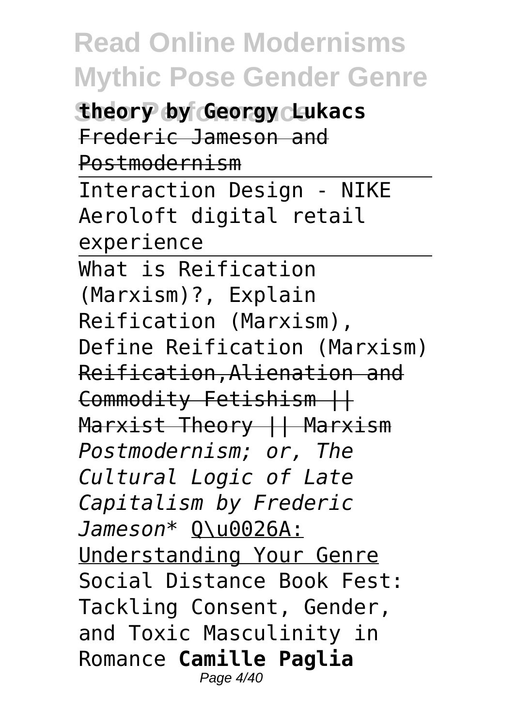**theory by Georgy Lukacs** Frederic Jameson and Postmodernism

Interaction Design - NIKE Aeroloft digital retail experience

What is Reification (Marxism)?, Explain Reification (Marxism), Define Reification (Marxism) Reification,Alienation and Commodity Fetishism || Marxist Theory || Marxism *Postmodernism; or, The Cultural Logic of Late Capitalism by Frederic Jameson** Q\u0026A: Understanding Your Genre Social Distance Book Fest: Tackling Consent, Gender, and Toxic Masculinity in Romance **Camille Paglia**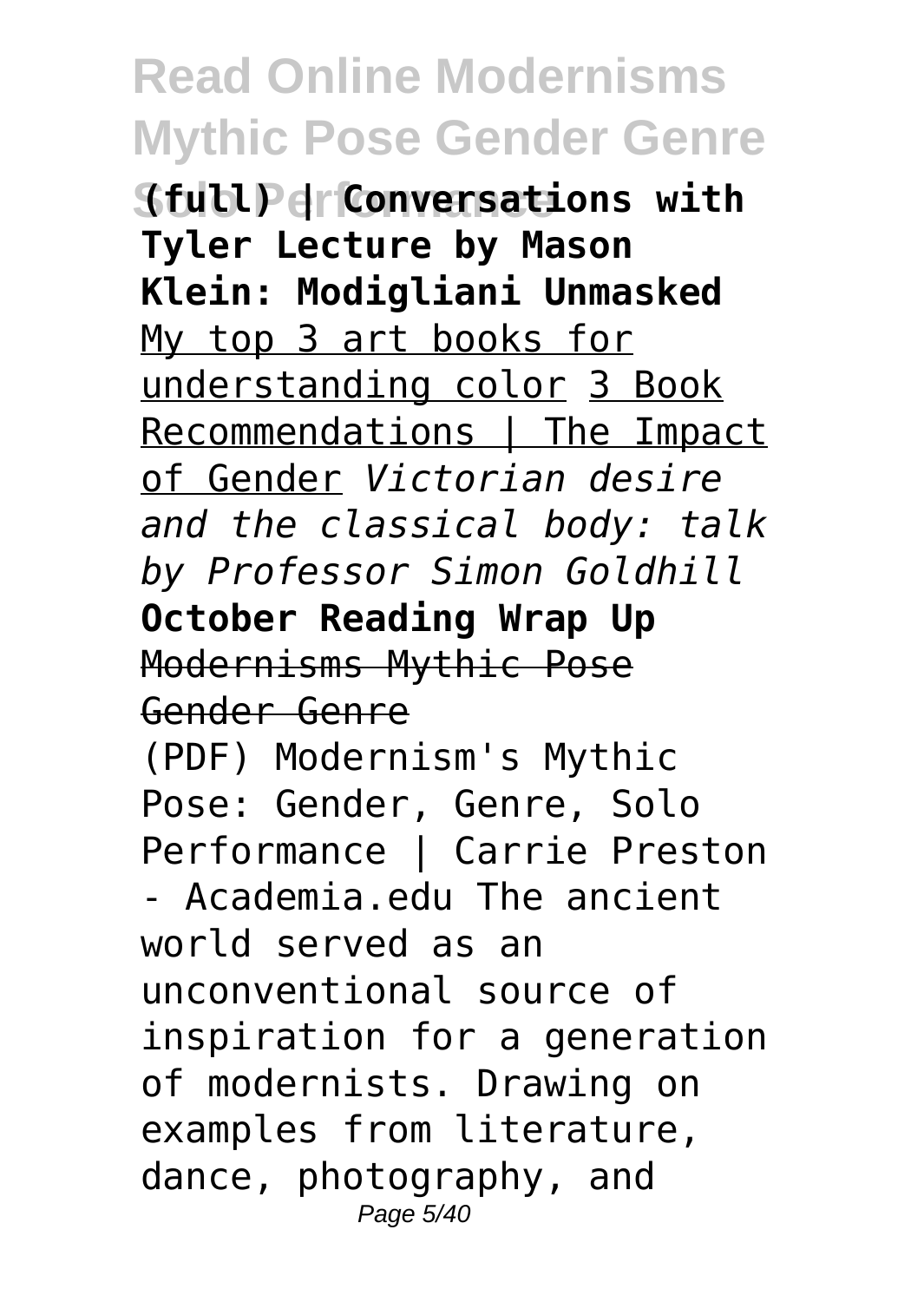**(full) | Conversations with Tyler Lecture by Mason Klein: Modigliani Unmasked**

My top 3 art books for understanding color 3 Book Recommendations | The Impact of Gender *Victorian desire and the classical body: talk by Professor Simon Goldhill* **October Reading Wrap Up**

Modernisms Mythic Pose Gender Genre

(PDF) Modernism's Mythic Pose: Gender, Genre, Solo Performance | Carrie Preston - Academia.edu The ancient world served as an unconventional source of inspiration for a generation of modernists. Drawing on examples from literature, dance, photography, and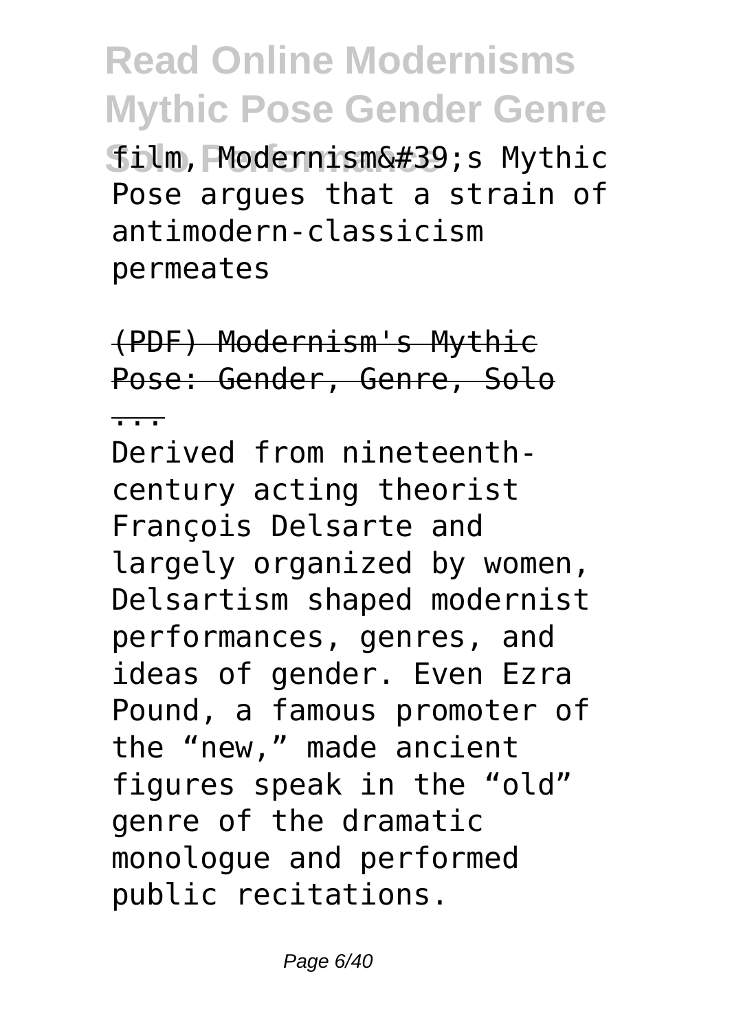film, Modernism&#39;s Mythic Pose argues that a strain of antimodern-classicism permeates

(PDF) Modernism's Mythic Pose: Gender, Genre, Solo ...

Derived from nineteenth-century acting theorist François Delsarte and largely organized by women, Delsartism shaped modernist performances, genres, and ideas of gender. Even Ezra Pound, a famous promoter of the “new,” made ancient figures speak in the “old” genre of the dramatic monologue and performed public recitations.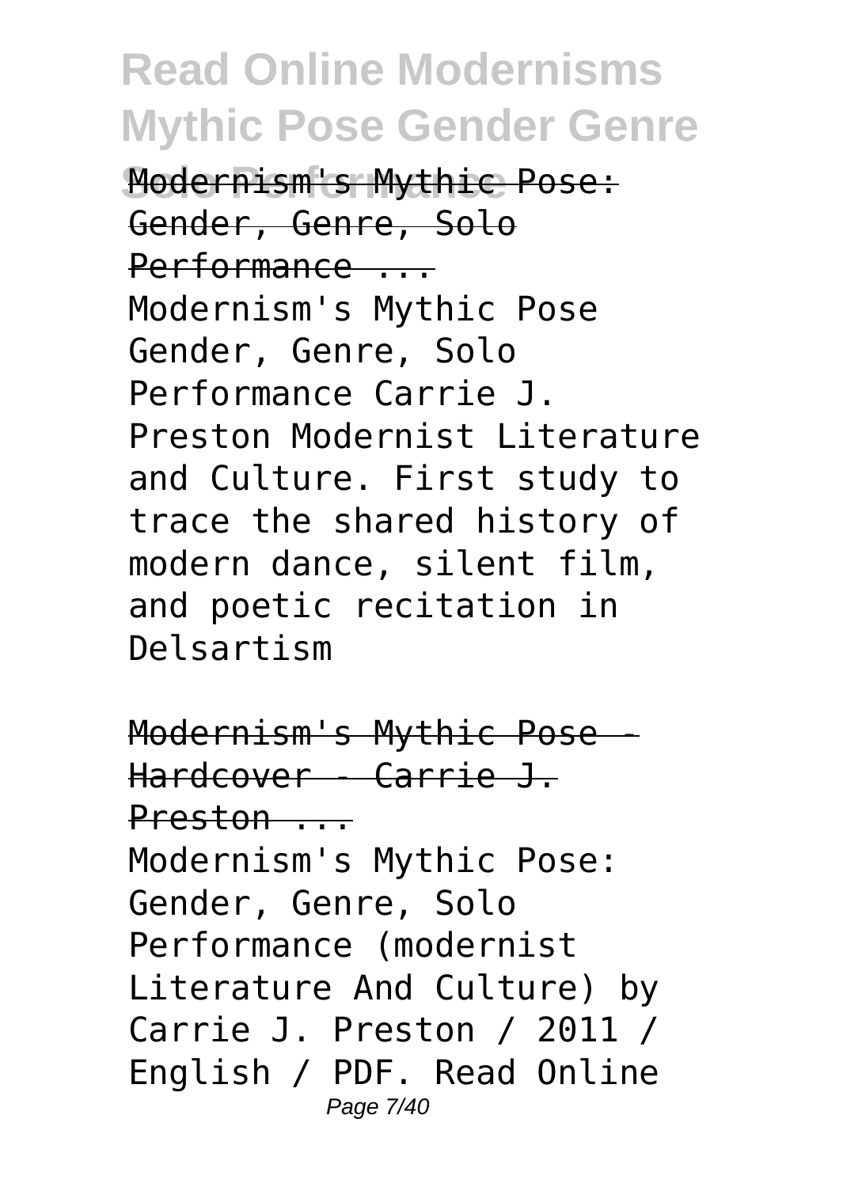Modernism's Mythic Pose: Gender, Genre, Solo Performance ...

Modernism's Mythic Pose Gender, Genre, Solo Performance Carrie J. Preston Modernist Literature and Culture. First study to trace the shared history of modern dance, silent film, and poetic recitation in Delsartism

Modernism's Mythic Pose - Hardcover - Carrie J. Preston ...

Modernism's Mythic Pose: Gender, Genre, Solo Performance (modernist Literature And Culture) by Carrie J. Preston / 2011 / English / PDF. Read Online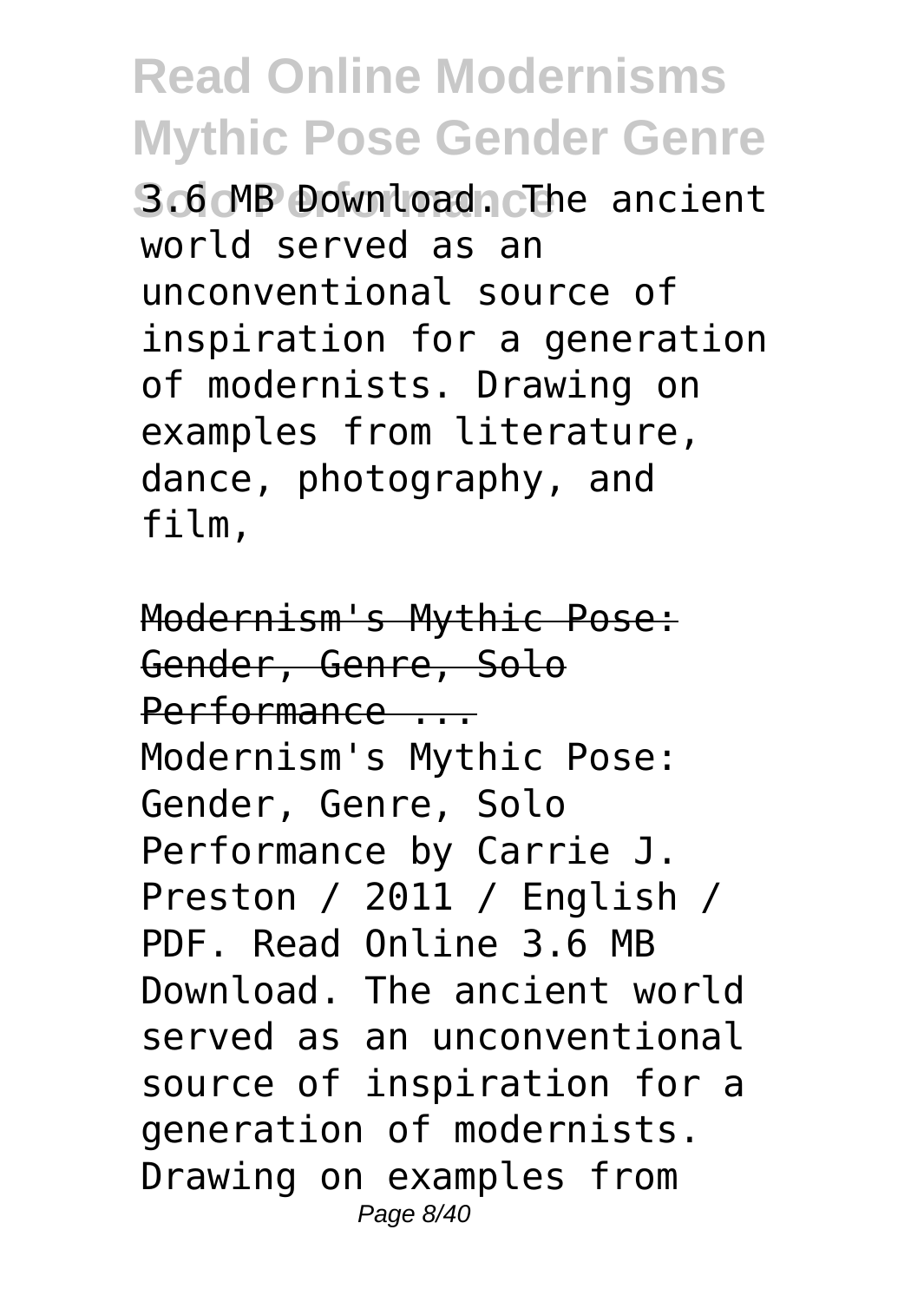3.6 MB Download. The ancient world served as an unconventional source of inspiration for a generation of modernists. Drawing on examples from literature, dance, photography, and film,

Modernism's Mythic Pose: Gender, Genre, Solo Performance ...

Modernism's Mythic Pose: Gender, Genre, Solo Performance by Carrie J. Preston / 2011 / English / PDF. Read Online 3.6 MB Download. The ancient world served as an unconventional source of inspiration for a generation of modernists. Drawing on examples from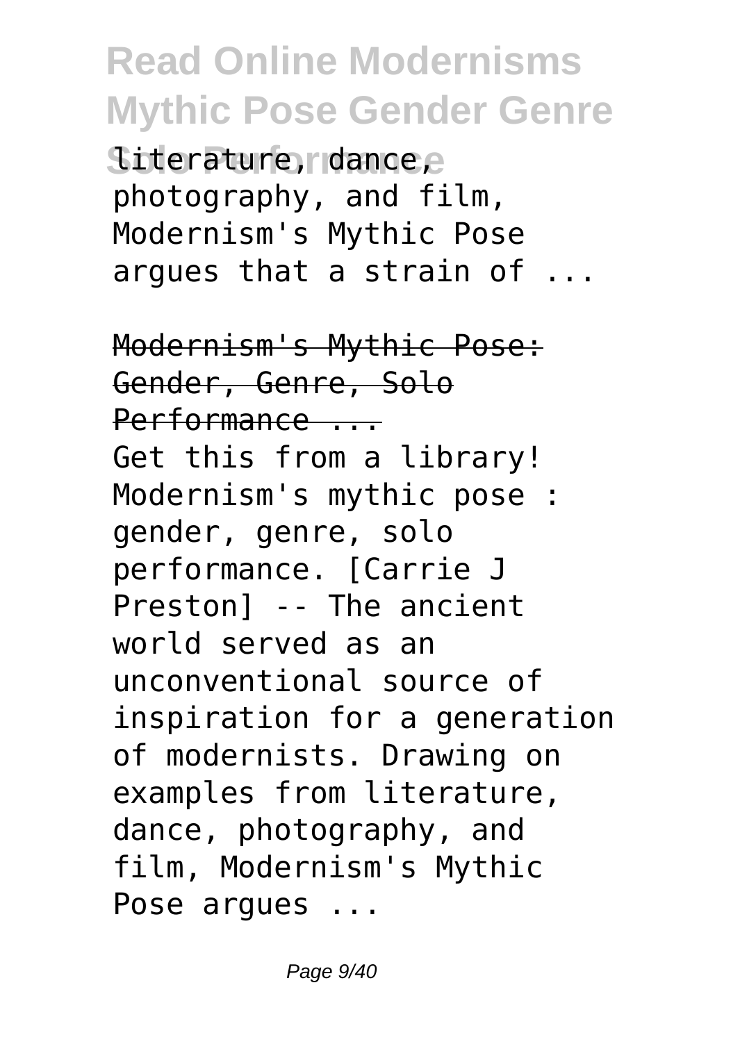literature, dance, photography, and film, Modernism's Mythic Pose argues that a strain of ...

## Modernism's Mythic Pose: Gender, Genre, Solo Performance ...

Get this from a library! Modernism's mythic pose : gender, genre, solo performance. [Carrie J Preston] -- The ancient world served as an unconventional source of inspiration for a generation of modernists. Drawing on examples from literature, dance, photography, and film, Modernism's Mythic Pose argues ...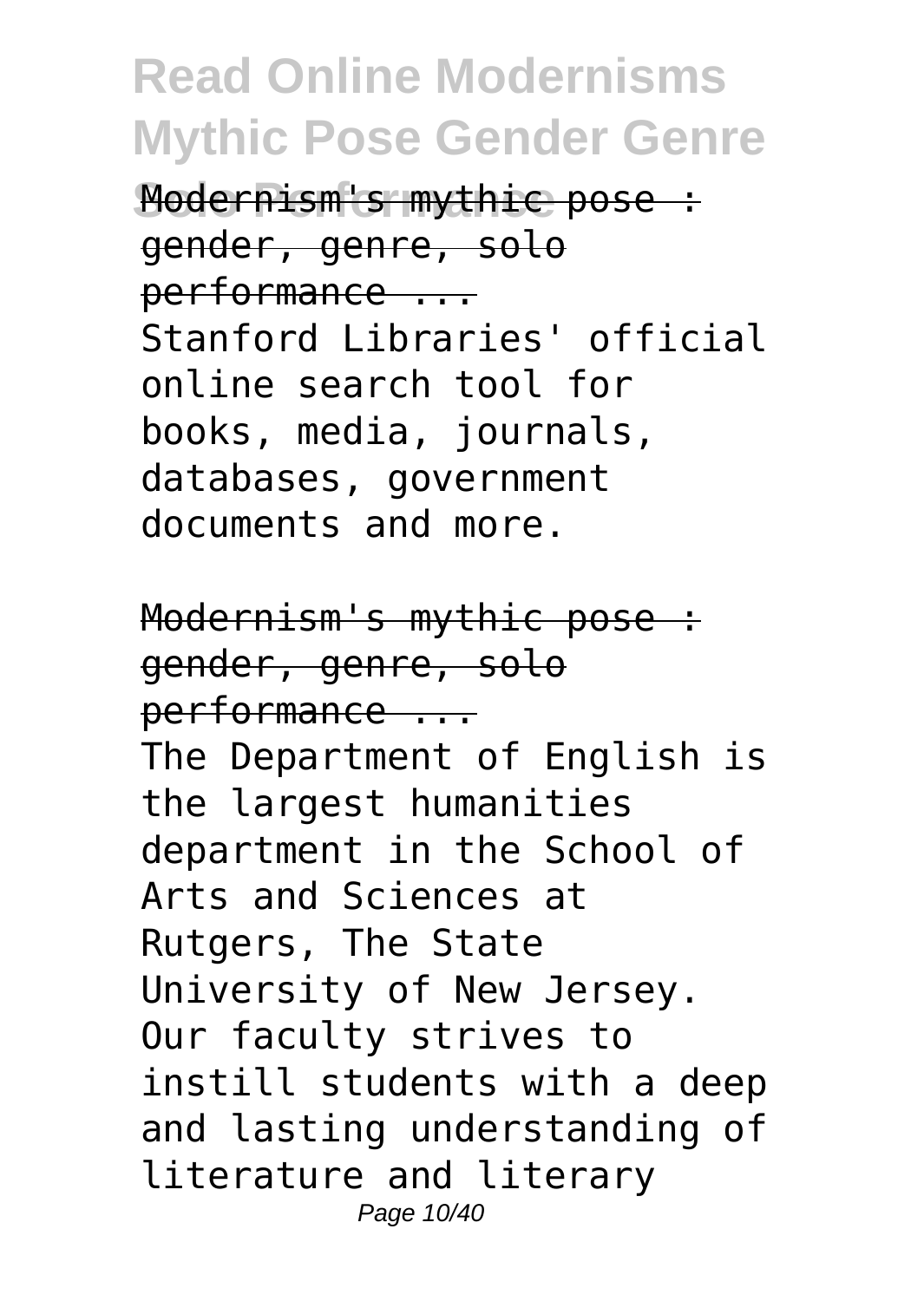Modernism's mythic pose : gender, genre, solo performance ...

Stanford Libraries' official online search tool for books, media, journals, databases, government documents and more.

Modernism's mythic pose : gender, genre, solo performance ...

The Department of English is the largest humanities department in the School of Arts and Sciences at Rutgers, The State University of New Jersey. Our faculty strives to instill students with a deep and lasting understanding of literature and literary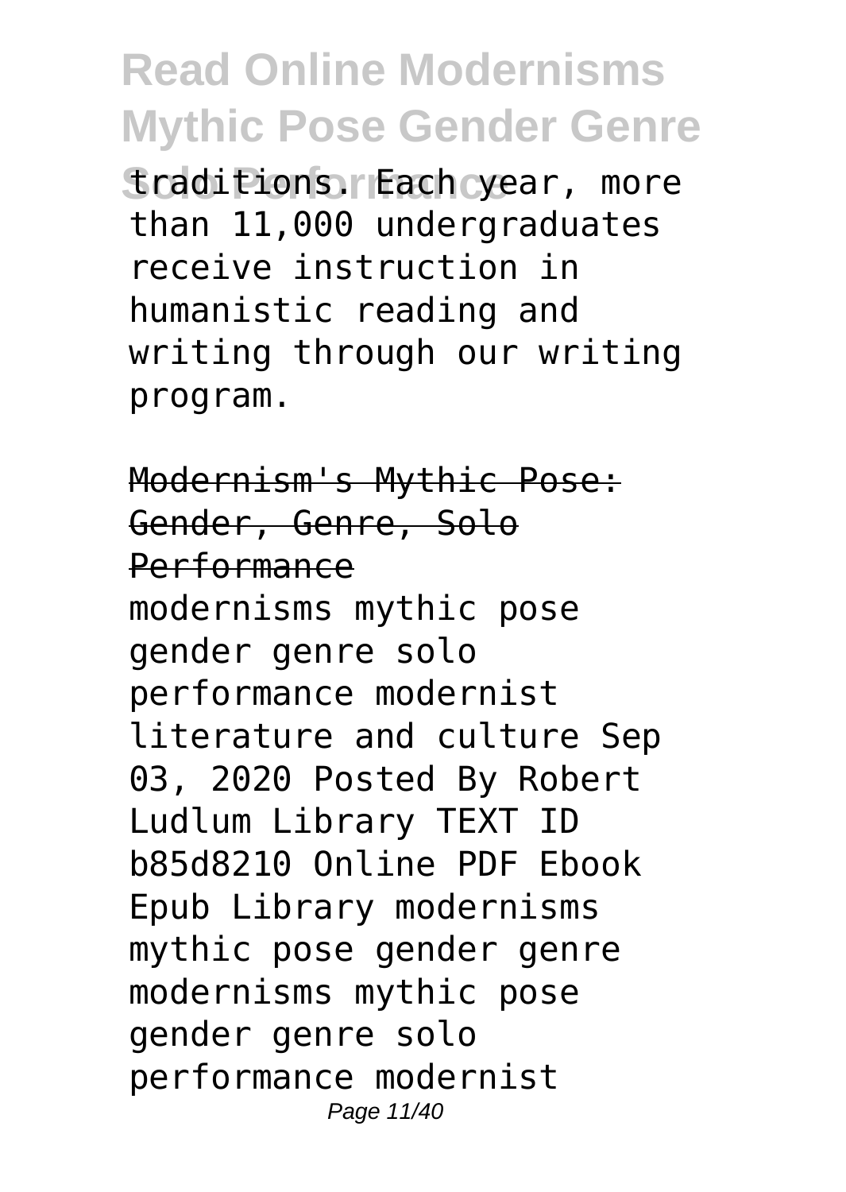traditions. Each year, more than 11,000 undergraduates receive instruction in humanistic reading and writing through our writing program.

## Modernism's Mythic Pose: Gender, Genre, Solo Performance

modernisms mythic pose gender genre solo performance modernist literature and culture Sep 03, 2020 Posted By Robert Ludlum Library TEXT ID b85d8210 Online PDF Ebook Epub Library modernisms mythic pose gender genre modernisms mythic pose gender genre solo performance modernist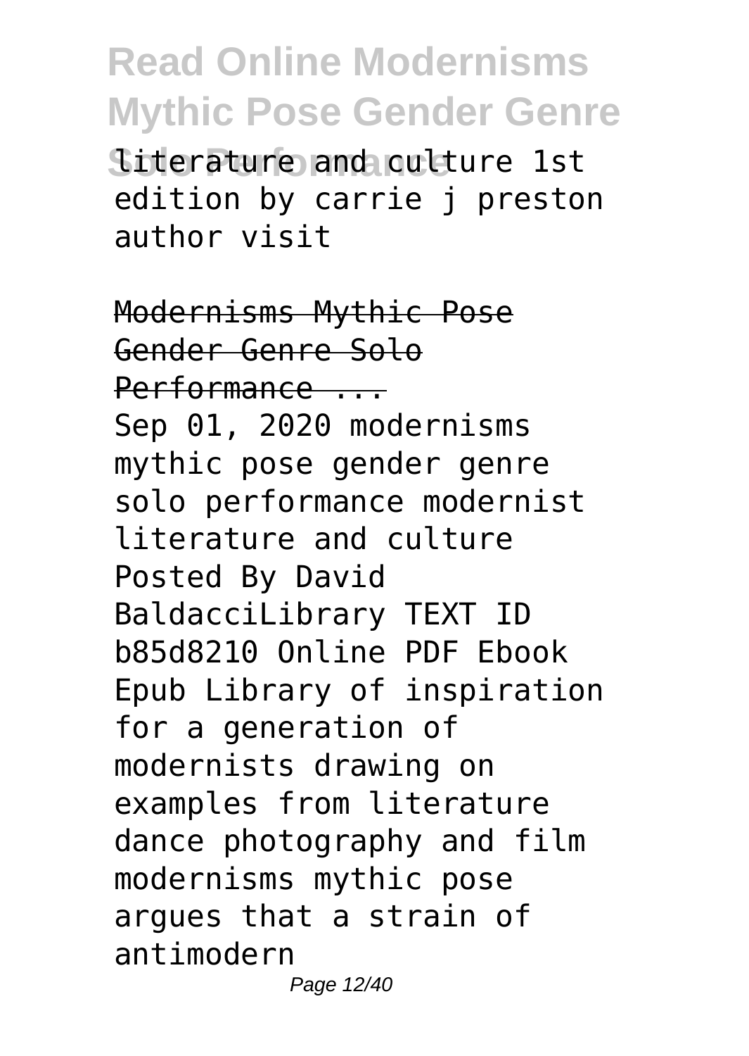literature and culture 1st edition by carrie j preston author visit

## Modernisms Mythic Pose Gender Genre Solo Performance ...

Sep 01, 2020 modernisms mythic pose gender genre solo performance modernist literature and culture Posted By David BaldacciLibrary TEXT ID b85d8210 Online PDF Ebook Epub Library of inspiration for a generation of modernists drawing on examples from literature dance photography and film modernisms mythic pose argues that a strain of antimodern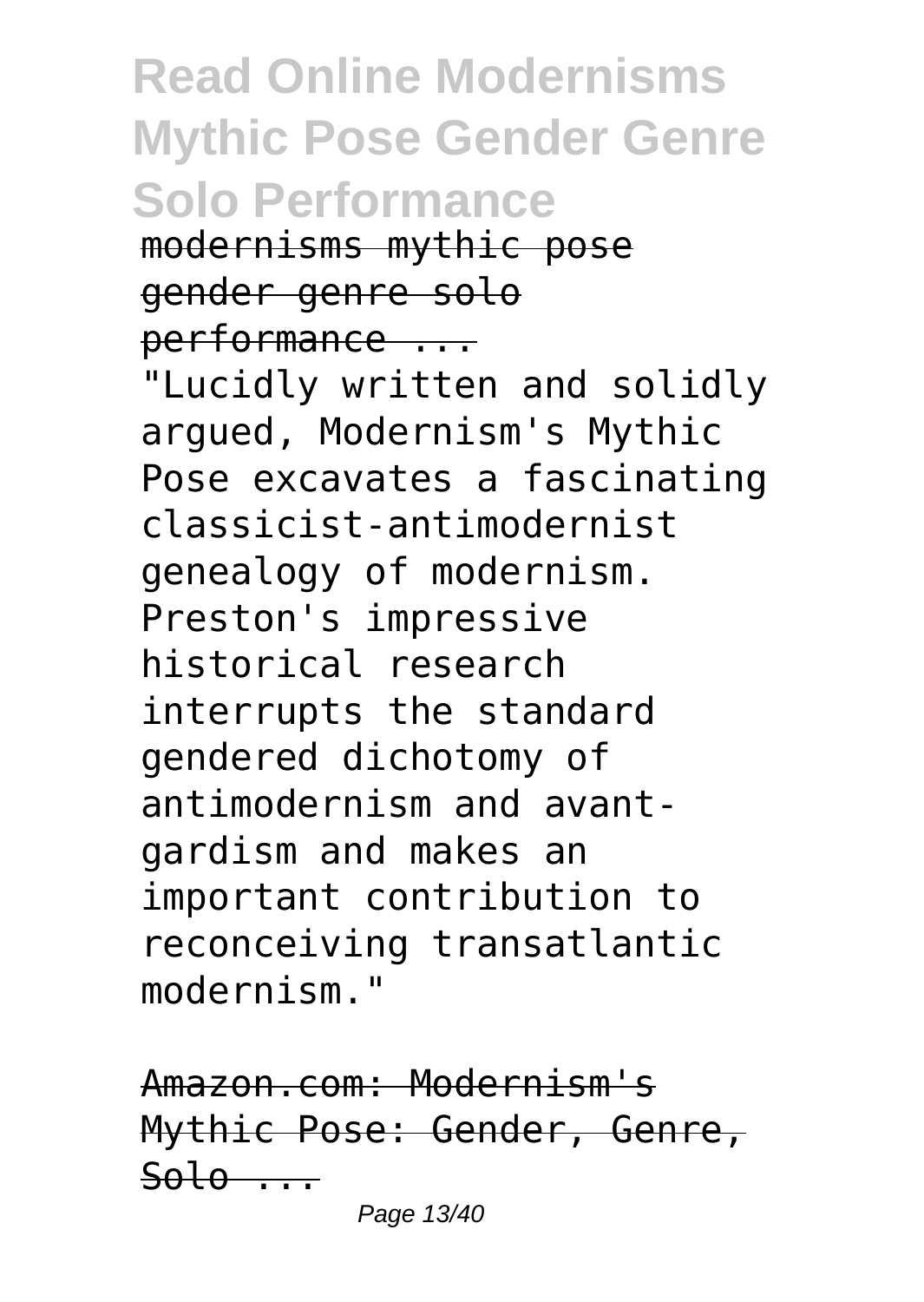modernisms mythic pose gender genre solo performance ...

"Lucidly written and solidly argued, Modernism's Mythic Pose excavates a fascinating classicist-antimodernist genealogy of modernism. Preston's impressive historical research interrupts the standard gendered dichotomy of antimodernism and avant-gardism and makes an important contribution to reconceiving transatlantic modernism."

Amazon.com: Modernism's Mythic Pose: Gender, Genre, Solo ...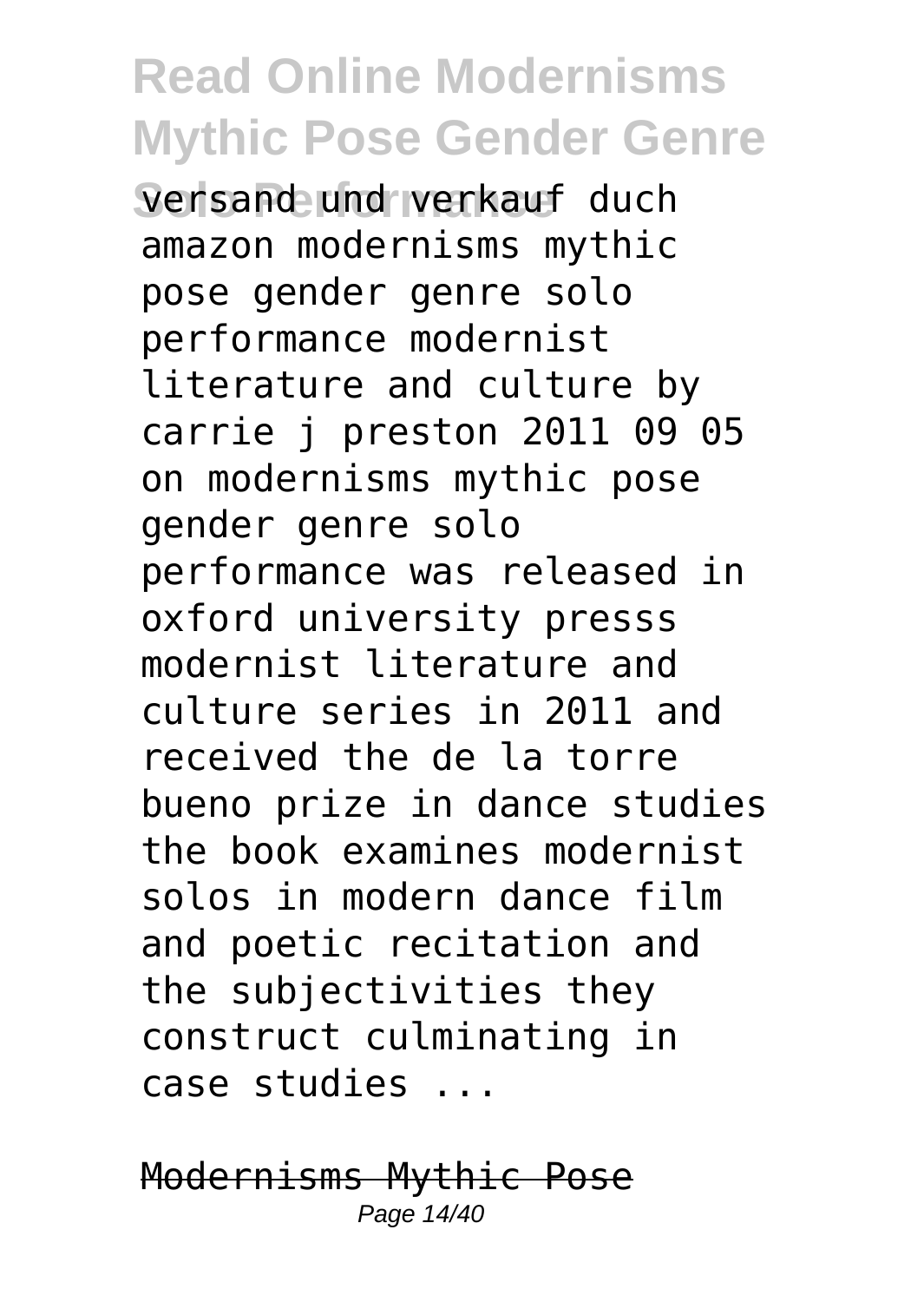versand und verkauf duch amazon modernisms mythic pose gender genre solo performance modernist literature and culture by carrie j preston 2011 09 05 on modernisms mythic pose gender genre solo performance was released in oxford university presss modernist literature and culture series in 2011 and received the de la torre bueno prize in dance studies the book examines modernist solos in modern dance film and poetic recitation and the subjectivities they construct culminating in case studies ...

Modernisms Mythic Pose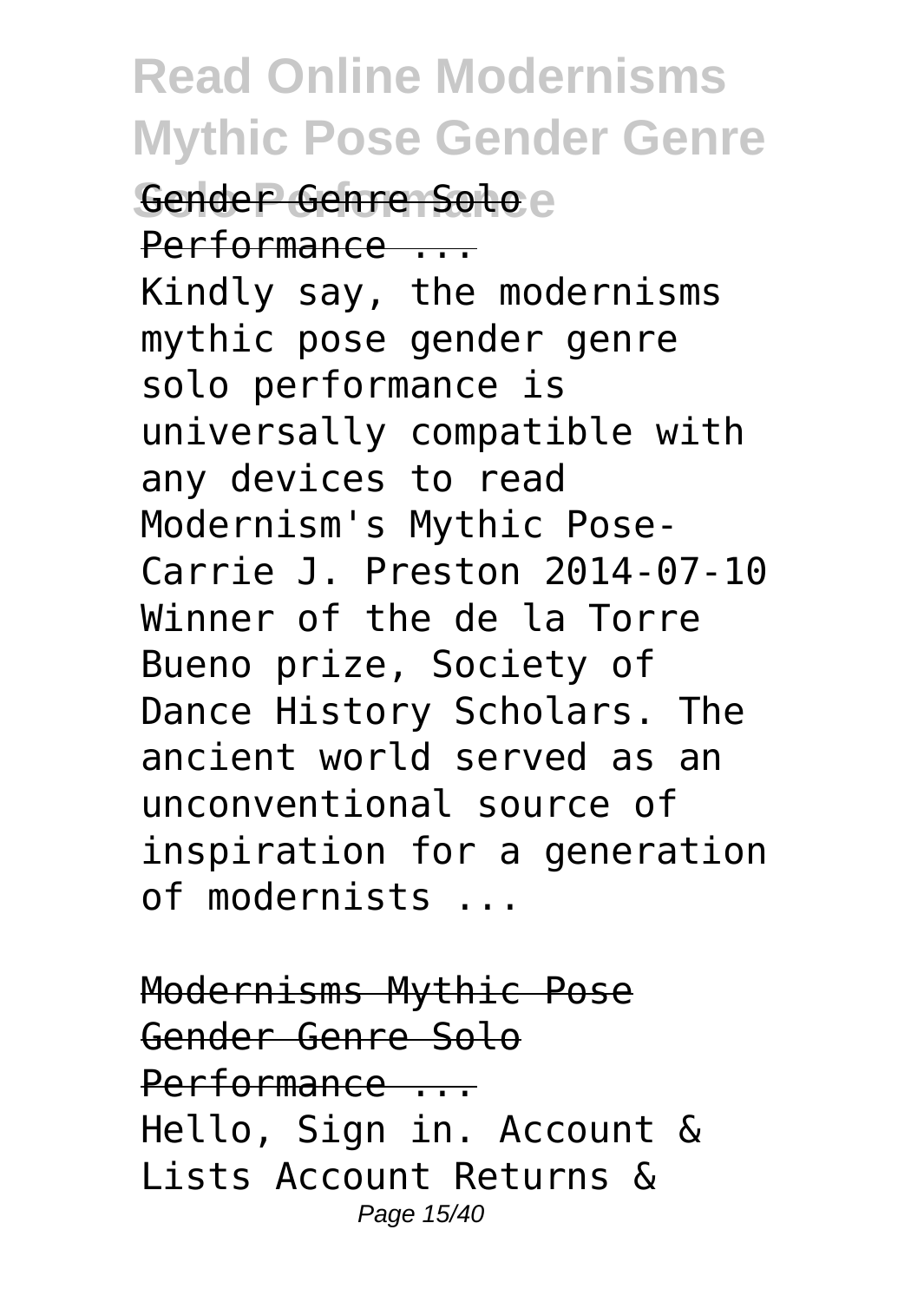Gender Genre Solo Performance ...

Kindly say, the modernisms mythic pose gender genre solo performance is universally compatible with any devices to read Modernism's Mythic Pose-Carrie J. Preston 2014-07-10 Winner of the de la Torre Bueno prize, Society of Dance History Scholars. The ancient world served as an unconventional source of inspiration for a generation of modernists ...

Modernisms Mythic Pose Gender Genre Solo Performance ...

Hello, Sign in. Account & Lists Account Returns &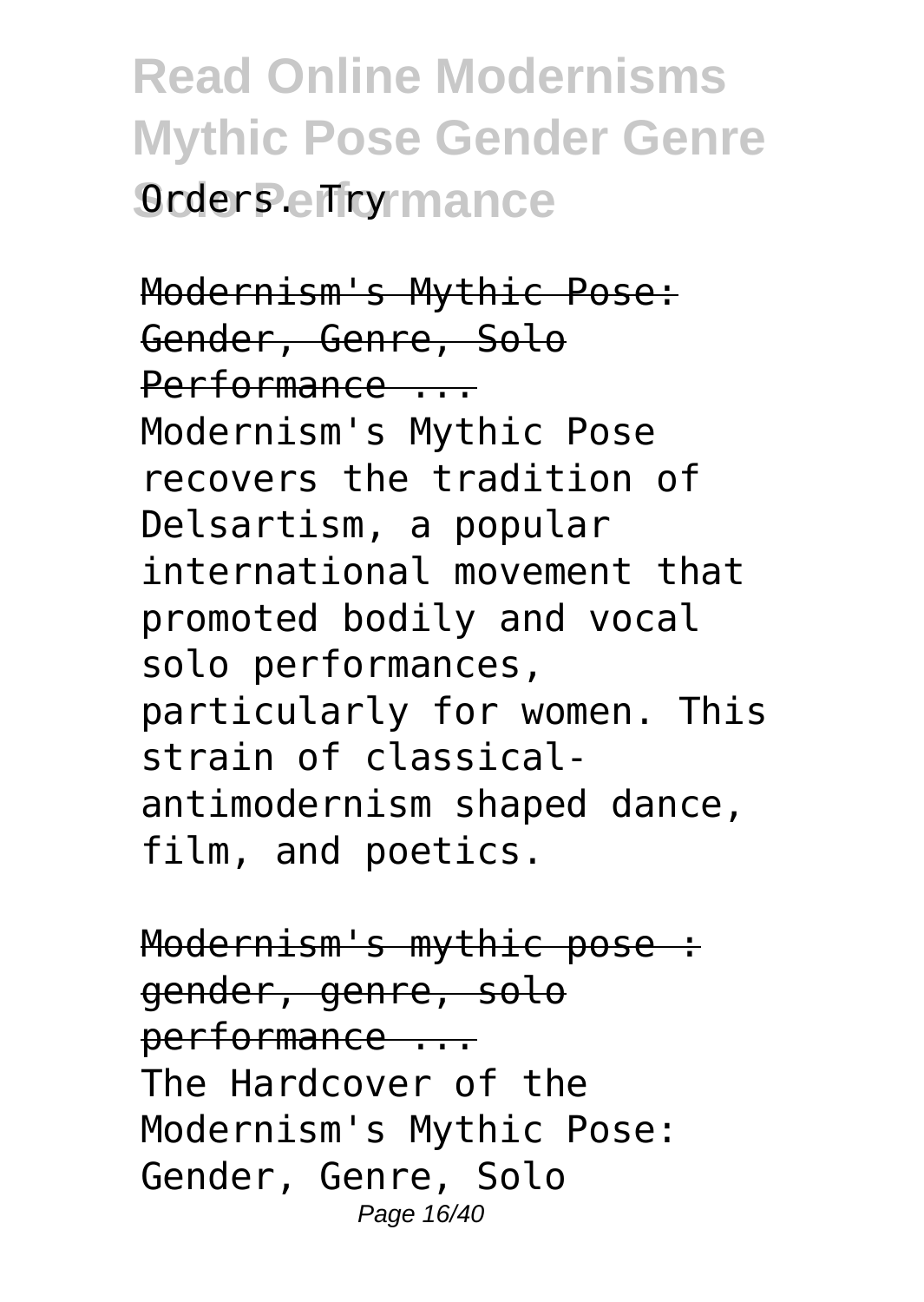Orders. Try

Modernism's Mythic Pose: Gender, Genre, Solo Performance ...

Modernism's Mythic Pose recovers the tradition of Delsartism, a popular international movement that promoted bodily and vocal solo performances, particularly for women. This strain of classical-antimodernism shaped dance, film, and poetics.

Modernism's mythic pose : gender, genre, solo performance ...

The Hardcover of the Modernism's Mythic Pose: Gender, Genre, Solo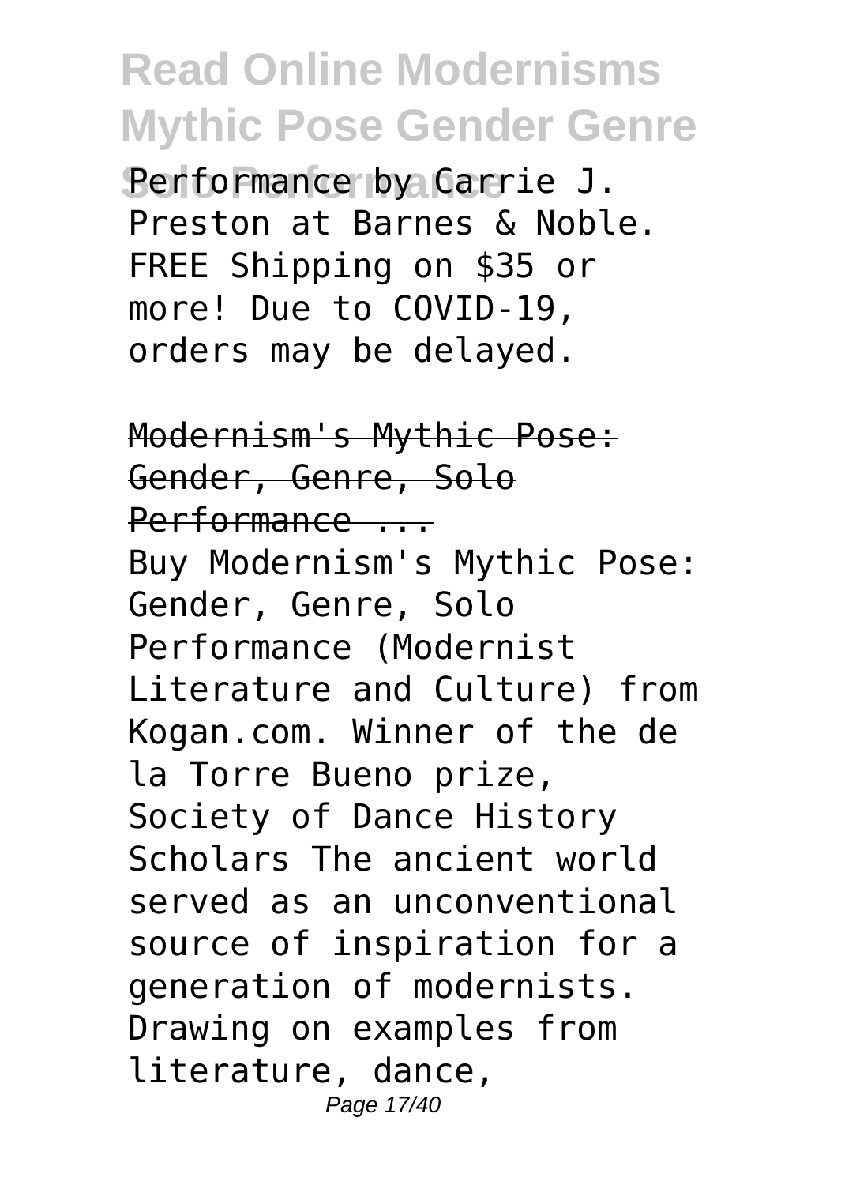Performance by Carrie J. Preston at Barnes & Noble. FREE Shipping on $35 or more! Due to COVID-19, orders may be delayed.

Modernism's Mythic Pose: Gender, Genre, Solo Performance ...

Buy Modernism's Mythic Pose: Gender, Genre, Solo Performance (Modernist Literature and Culture) from Kogan.com. Winner of the de la Torre Bueno prize, Society of Dance History Scholars The ancient world served as an unconventional source of inspiration for a generation of modernists. Drawing on examples from literature, dance,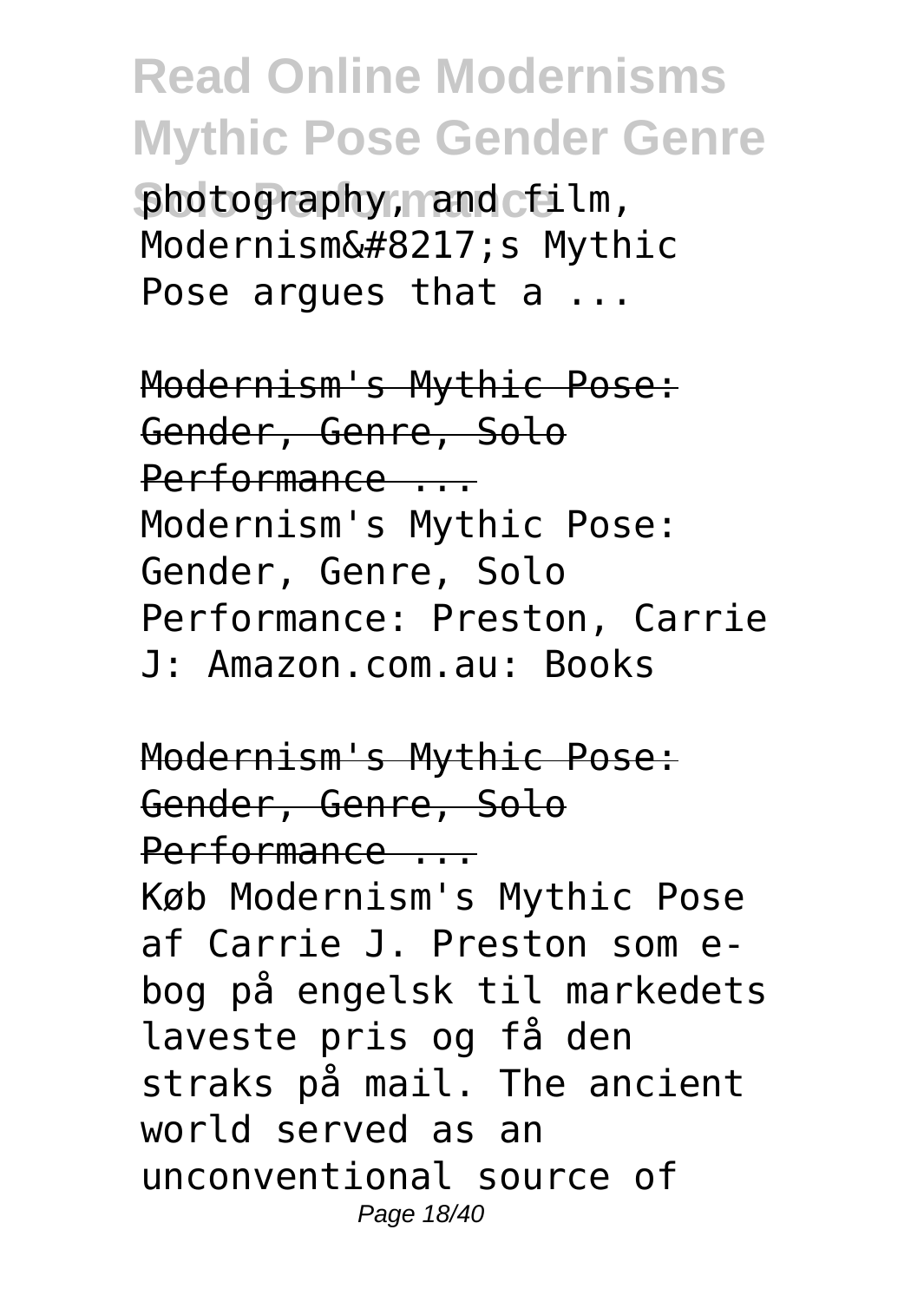photography, and film, Modernism&#8217;s Mythic Pose argues that a ...

Modernism's Mythic Pose: Gender, Genre, Solo Performance ...

Modernism's Mythic Pose: Gender, Genre, Solo Performance: Preston, Carrie J: Amazon.com.au: Books

Modernism's Mythic Pose: Gender, Genre, Solo Performance ...

Køb Modernism's Mythic Pose af Carrie J. Preston som e-bog på engelsk til markedets laveste pris og få den straks på mail. The ancient world served as an unconventional source of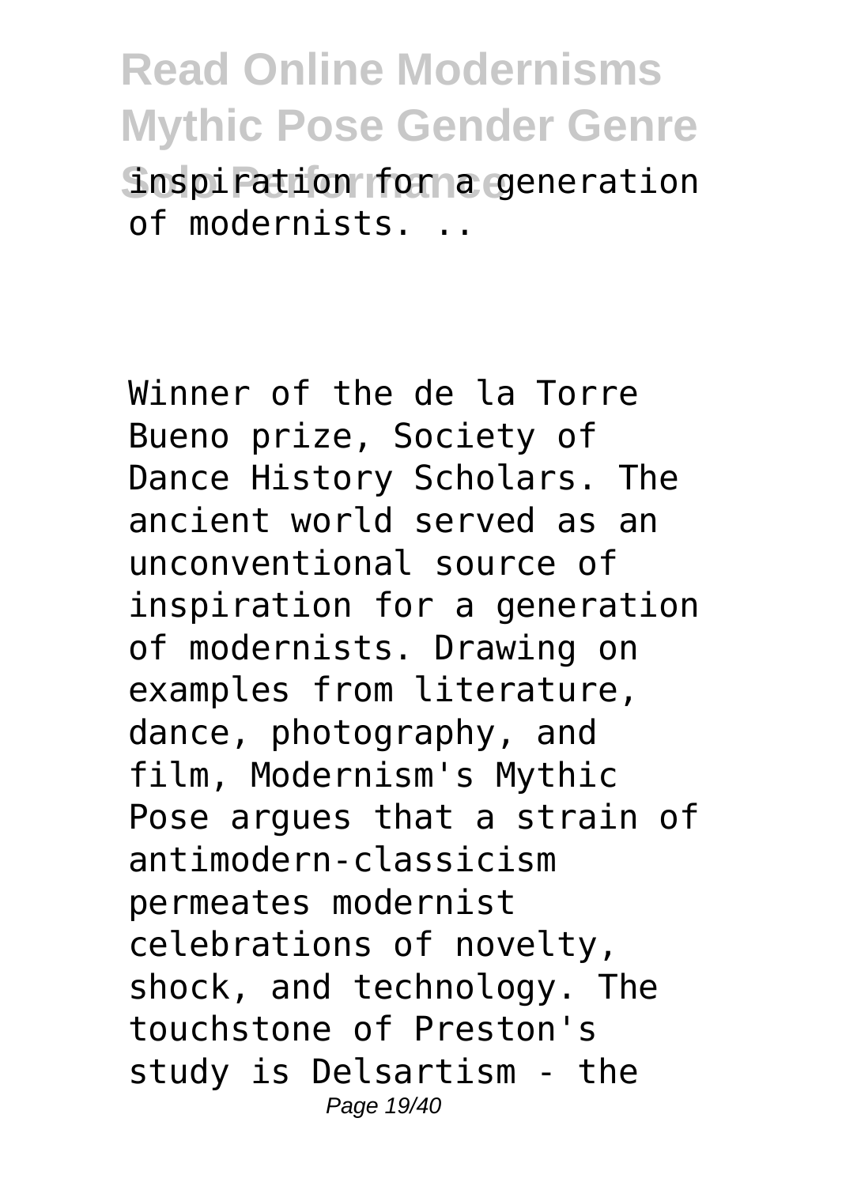inspiration for a generation of modernists. ..

Winner of the de la Torre Bueno prize, Society of Dance History Scholars. The ancient world served as an unconventional source of inspiration for a generation of modernists. Drawing on examples from literature, dance, photography, and film, Modernism's Mythic Pose argues that a strain of antimodern-classicism permeates modernist celebrations of novelty, shock, and technology. The touchstone of Preston's study is Delsartism - the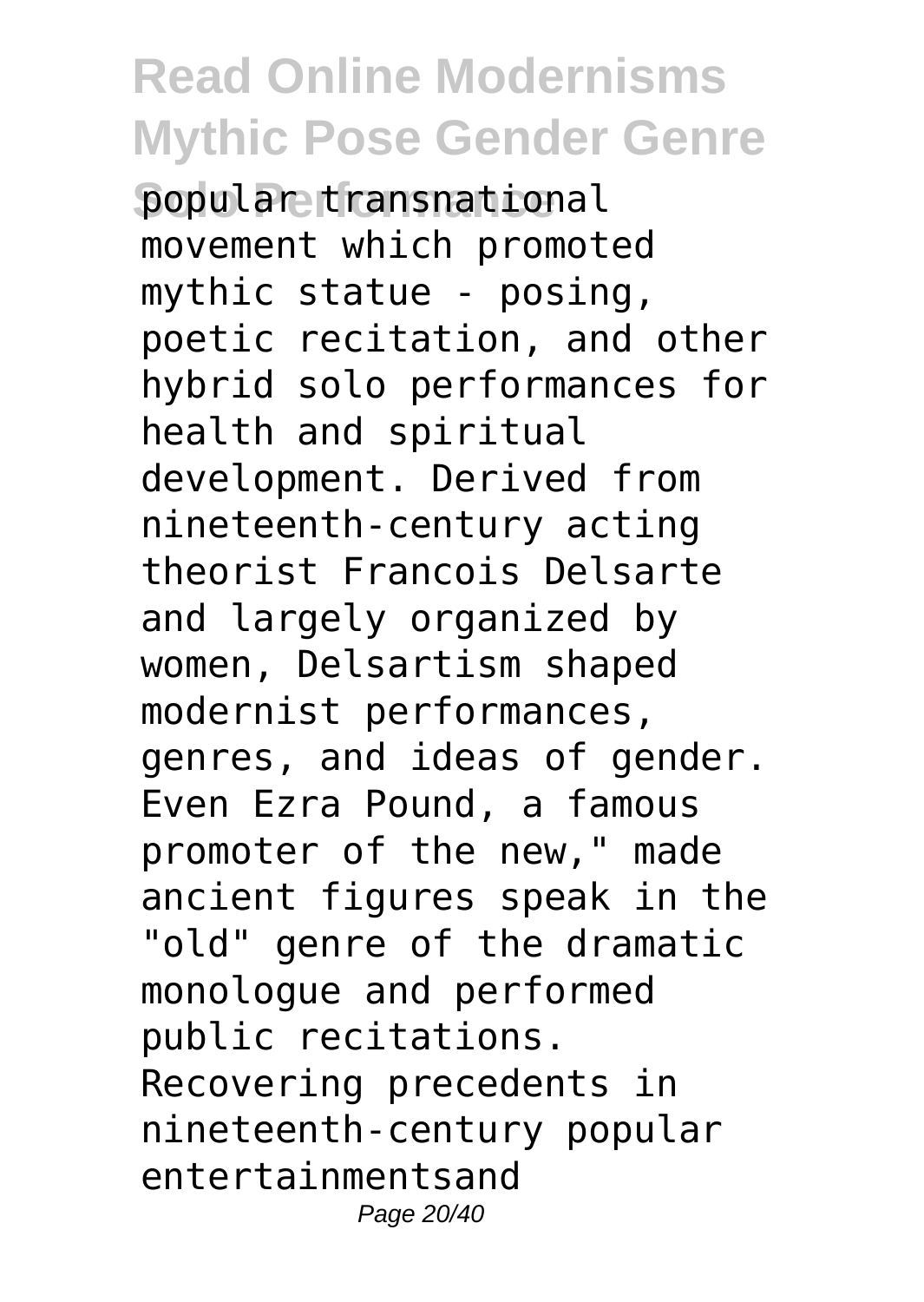popular transnational movement which promoted mythic statue - posing, poetic recitation, and other hybrid solo performances for health and spiritual development. Derived from nineteenth-century acting theorist Francois Delsarte and largely organized by women, Delsartism shaped modernist performances, genres, and ideas of gender. Even Ezra Pound, a famous promoter of the new," made ancient figures speak in the "old" genre of the dramatic monologue and performed public recitations. Recovering precedents in nineteenth-century popular entertainmentsand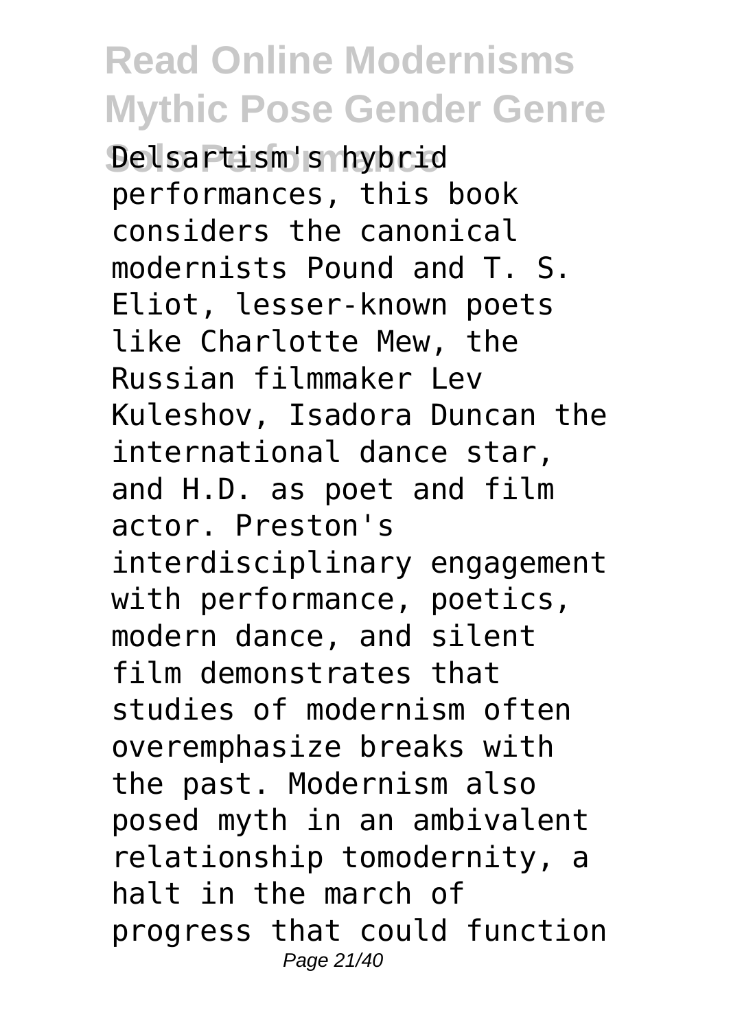Delsartism's hybrid performances, this book considers the canonical modernists Pound and T. S. Eliot, lesser-known poets like Charlotte Mew, the Russian filmmaker Lev Kuleshov, Isadora Duncan the international dance star, and H.D. as poet and film actor. Preston's interdisciplinary engagement with performance, poetics, modern dance, and silent film demonstrates that studies of modernism often overemphasize breaks with the past. Modernism also posed myth in an ambivalent relationship tomodernity, a halt in the march of progress that could function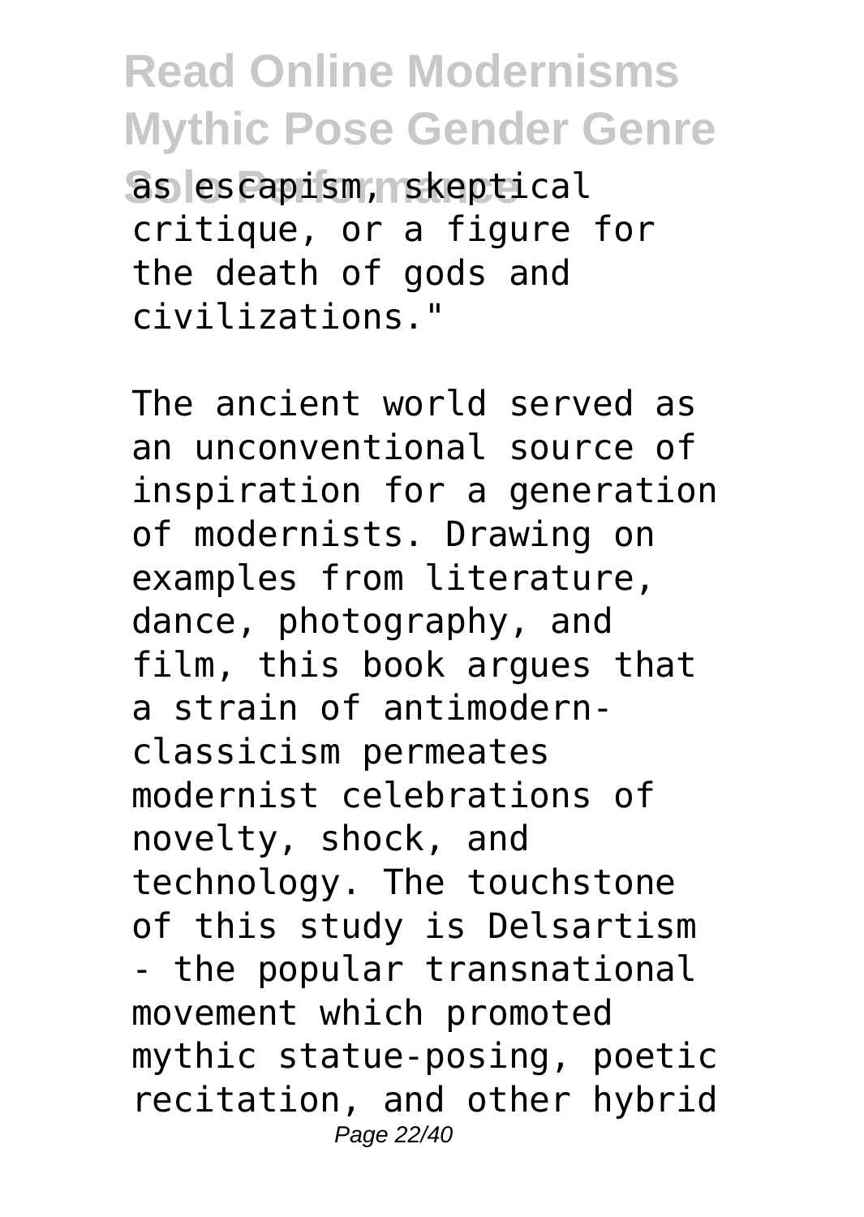as escapism, skeptical critique, or a figure for the death of gods and civilizations."

The ancient world served as an unconventional source of inspiration for a generation of modernists. Drawing on examples from literature, dance, photography, and film, this book argues that a strain of antimodern-classicism permeates modernist celebrations of novelty, shock, and technology. The touchstone of this study is Delsartism - the popular transnational movement which promoted mythic statue-posing, poetic recitation, and other hybrid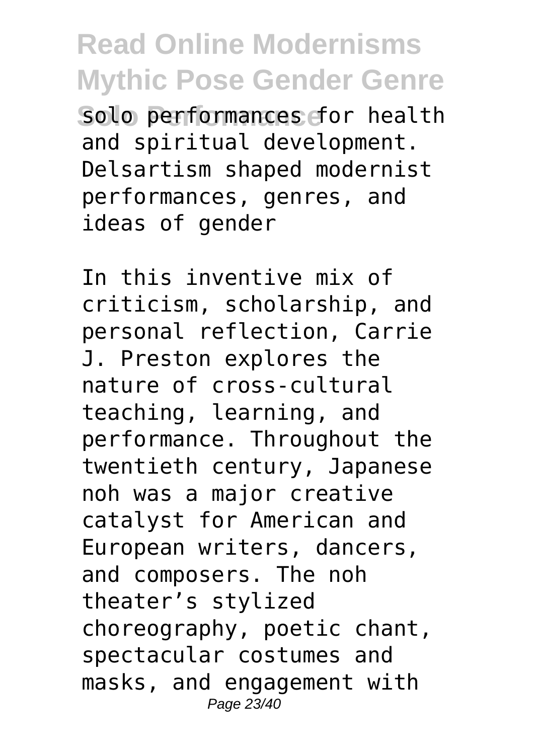solo performances for health and spiritual development. Delsartism shaped modernist performances, genres, and ideas of gender

In this inventive mix of criticism, scholarship, and personal reflection, Carrie J. Preston explores the nature of cross-cultural teaching, learning, and performance. Throughout the twentieth century, Japanese noh was a major creative catalyst for American and European writers, dancers, and composers. The noh theater's stylized choreography, poetic chant, spectacular costumes and masks, and engagement with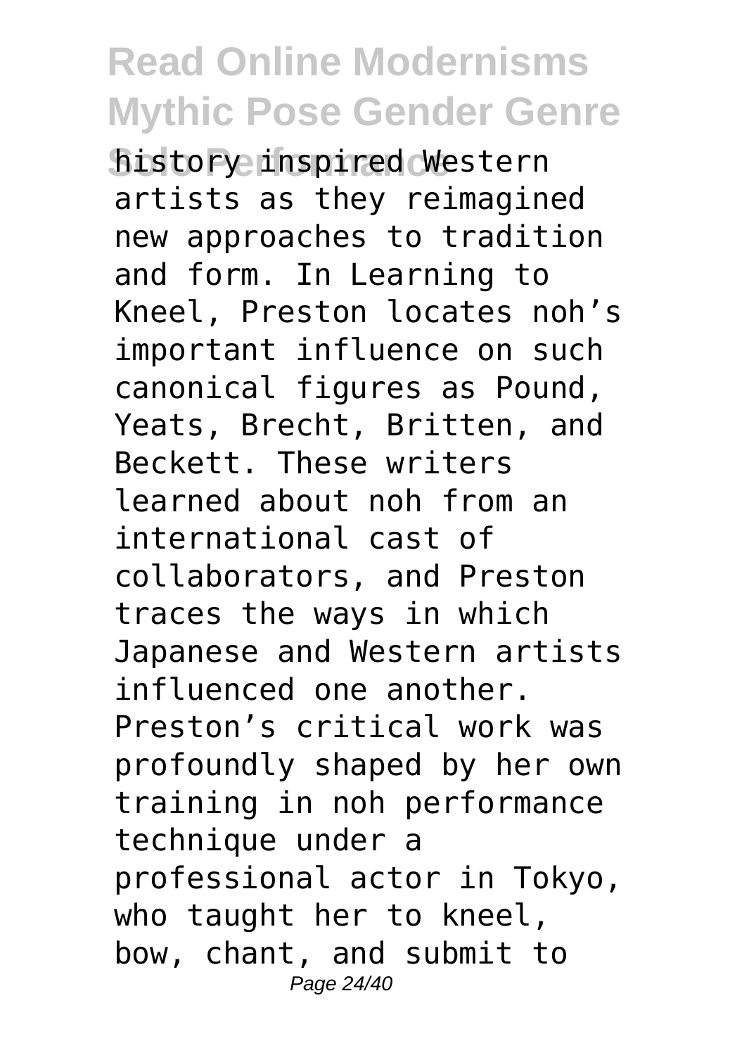history inspired Western artists as they reimagined new approaches to tradition and form. In Learning to Kneel, Preston locates noh's important influence on such canonical figures as Pound, Yeats, Brecht, Britten, and Beckett. These writers learned about noh from an international cast of collaborators, and Preston traces the ways in which Japanese and Western artists influenced one another. Preston's critical work was profoundly shaped by her own training in noh performance technique under a professional actor in Tokyo, who taught her to kneel, bow, chant, and submit to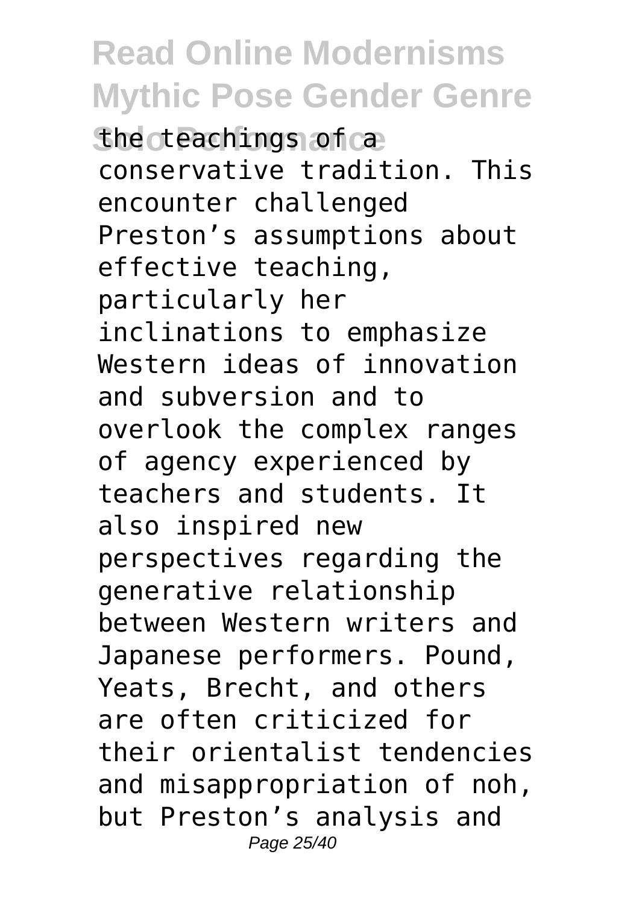the teachings of a conservative tradition. This encounter challenged Preston’s assumptions about effective teaching, particularly her inclinations to emphasize Western ideas of innovation and subversion and to overlook the complex ranges of agency experienced by teachers and students. It also inspired new perspectives regarding the generative relationship between Western writers and Japanese performers. Pound, Yeats, Brecht, and others are often criticized for their orientalist tendencies and misappropriation of noh, but Preston’s analysis and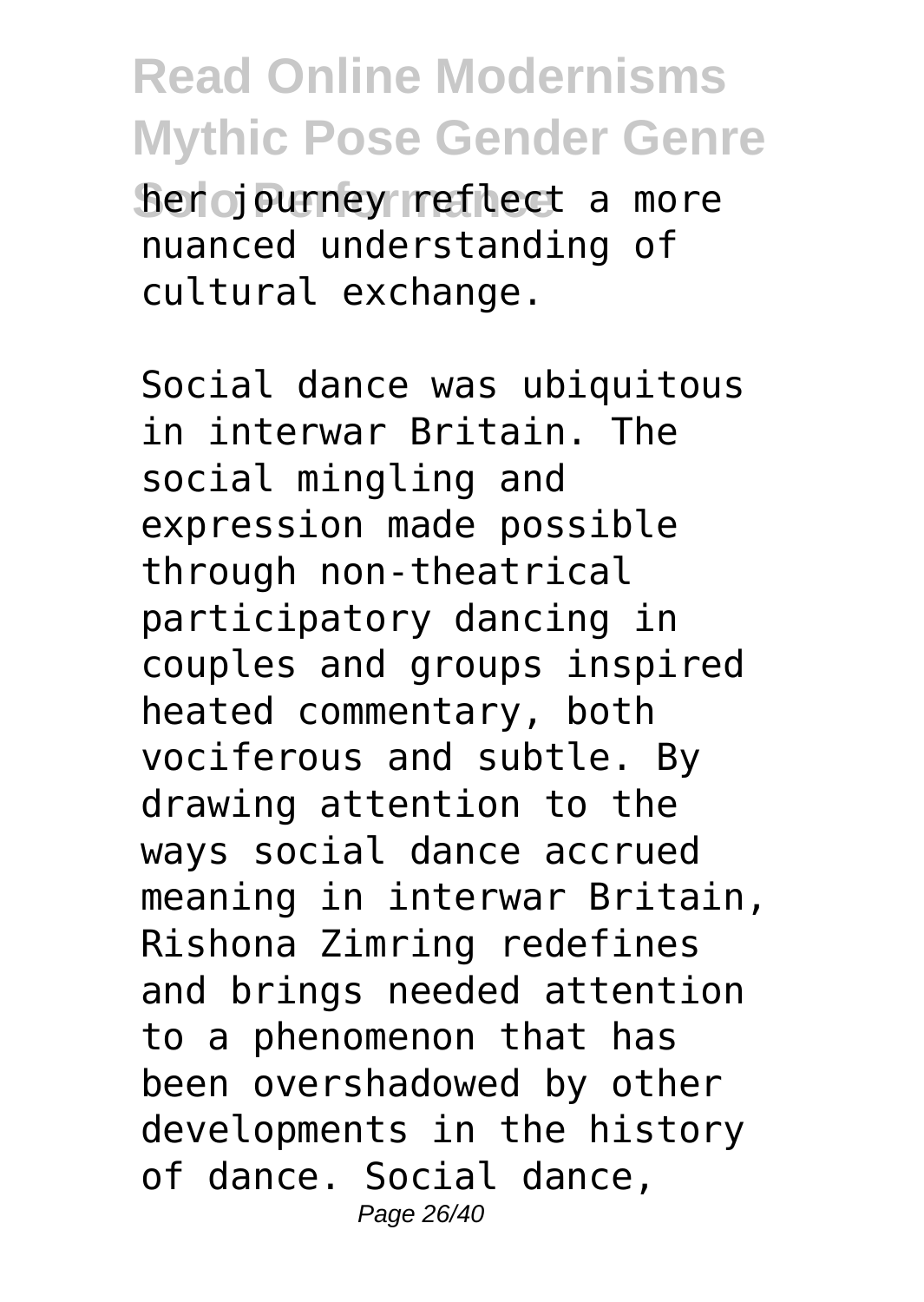her journey reflect a more nuanced understanding of cultural exchange.

Social dance was ubiquitous in interwar Britain. The social mingling and expression made possible through non-theatrical participatory dancing in couples and groups inspired heated commentary, both vociferous and subtle. By drawing attention to the ways social dance accrued meaning in interwar Britain, Rishona Zimring redefines and brings needed attention to a phenomenon that has been overshadowed by other developments in the history of dance. Social dance,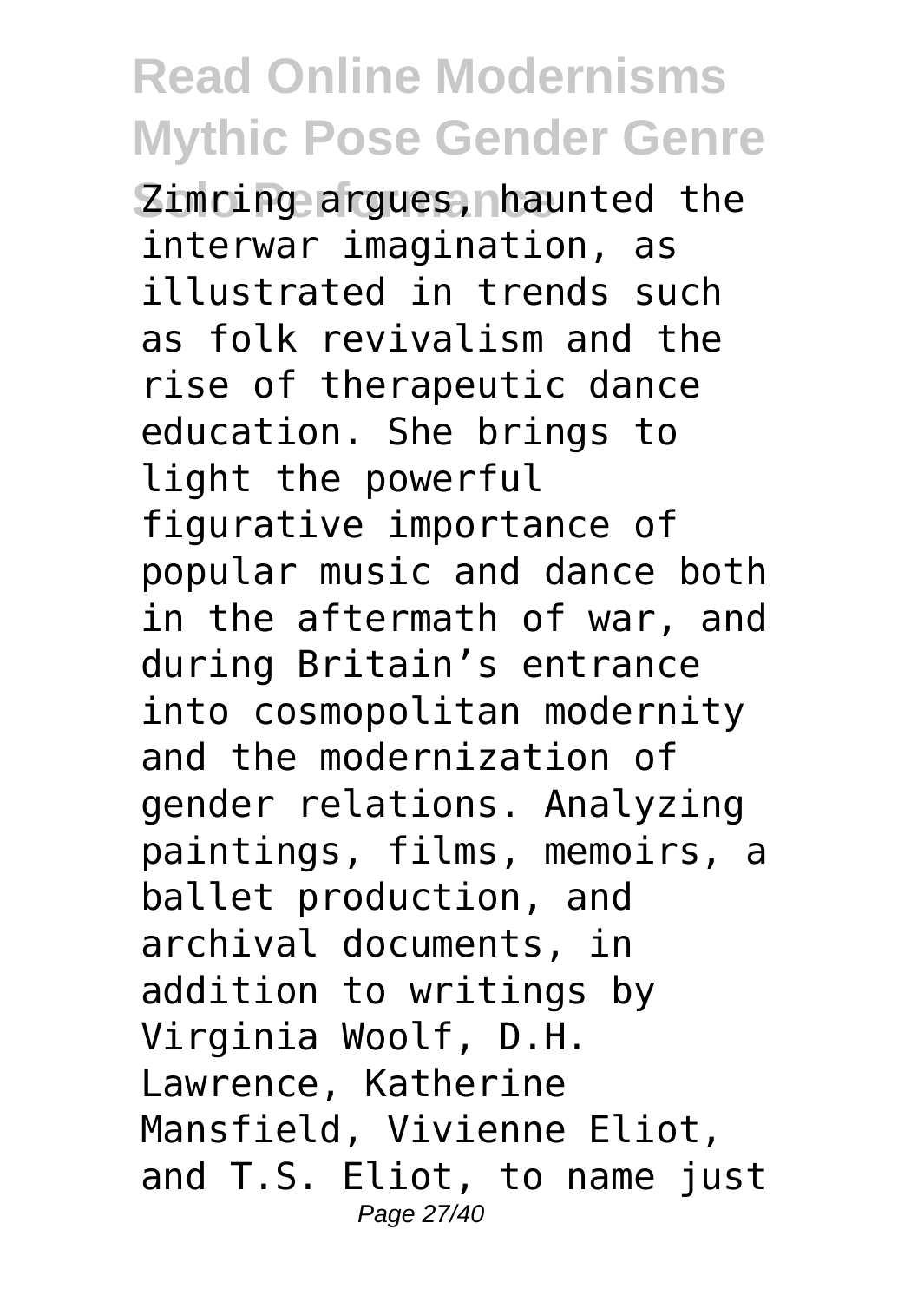Zimring argues, haunted the interwar imagination, as illustrated in trends such as folk revivalism and the rise of therapeutic dance education. She brings to light the powerful figurative importance of popular music and dance both in the aftermath of war, and during Britain's entrance into cosmopolitan modernity and the modernization of gender relations. Analyzing paintings, films, memoirs, a ballet production, and archival documents, in addition to writings by Virginia Woolf, D.H. Lawrence, Katherine Mansfield, Vivienne Eliot, and T.S. Eliot, to name just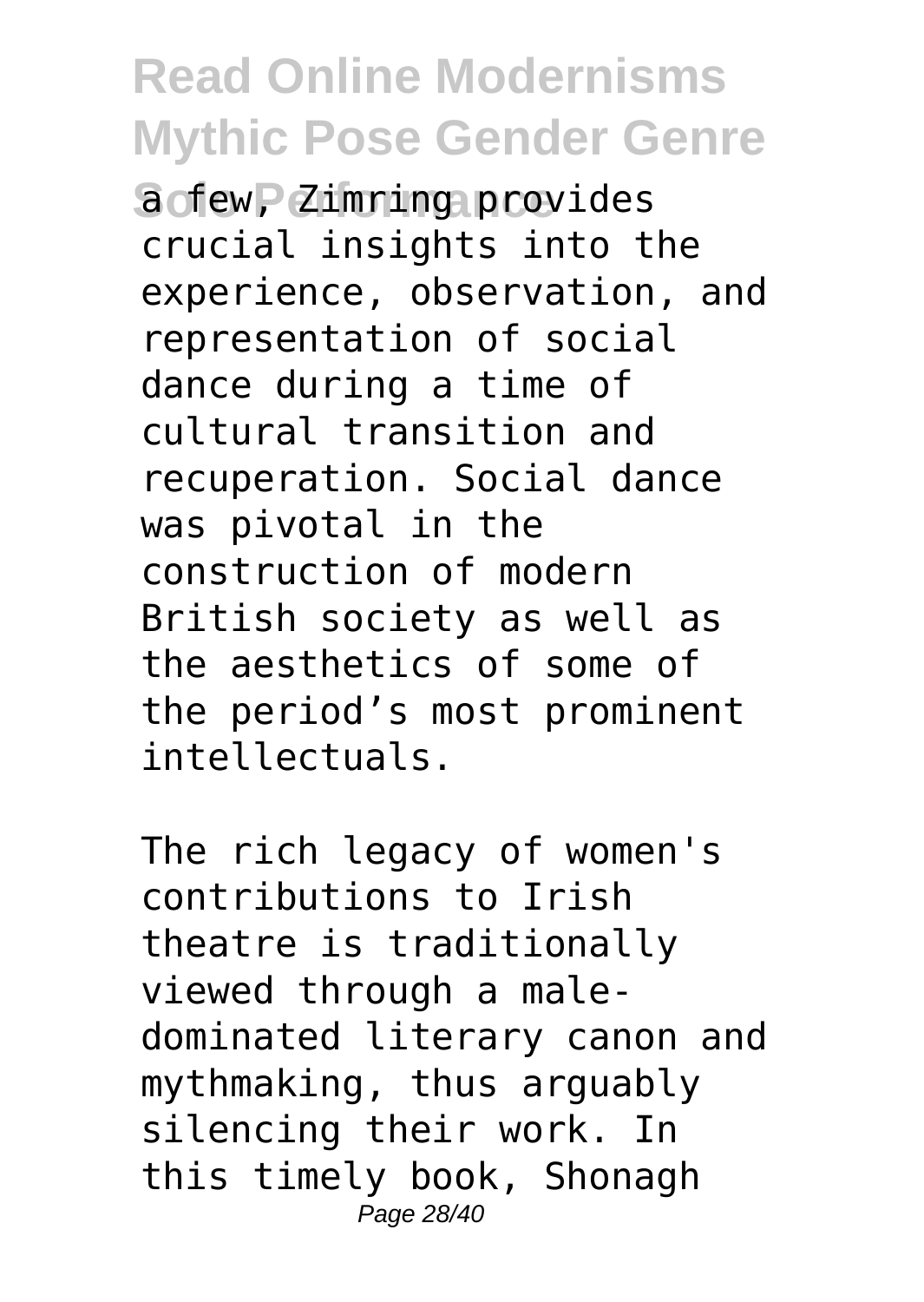a few, Zimring provides crucial insights into the experience, observation, and representation of social dance during a time of cultural transition and recuperation. Social dance was pivotal in the construction of modern British society as well as the aesthetics of some of the period's most prominent intellectuals.

The rich legacy of women's contributions to Irish theatre is traditionally viewed through a male-dominated literary canon and mythmaking, thus arguably silencing their work. In this timely book, Shonagh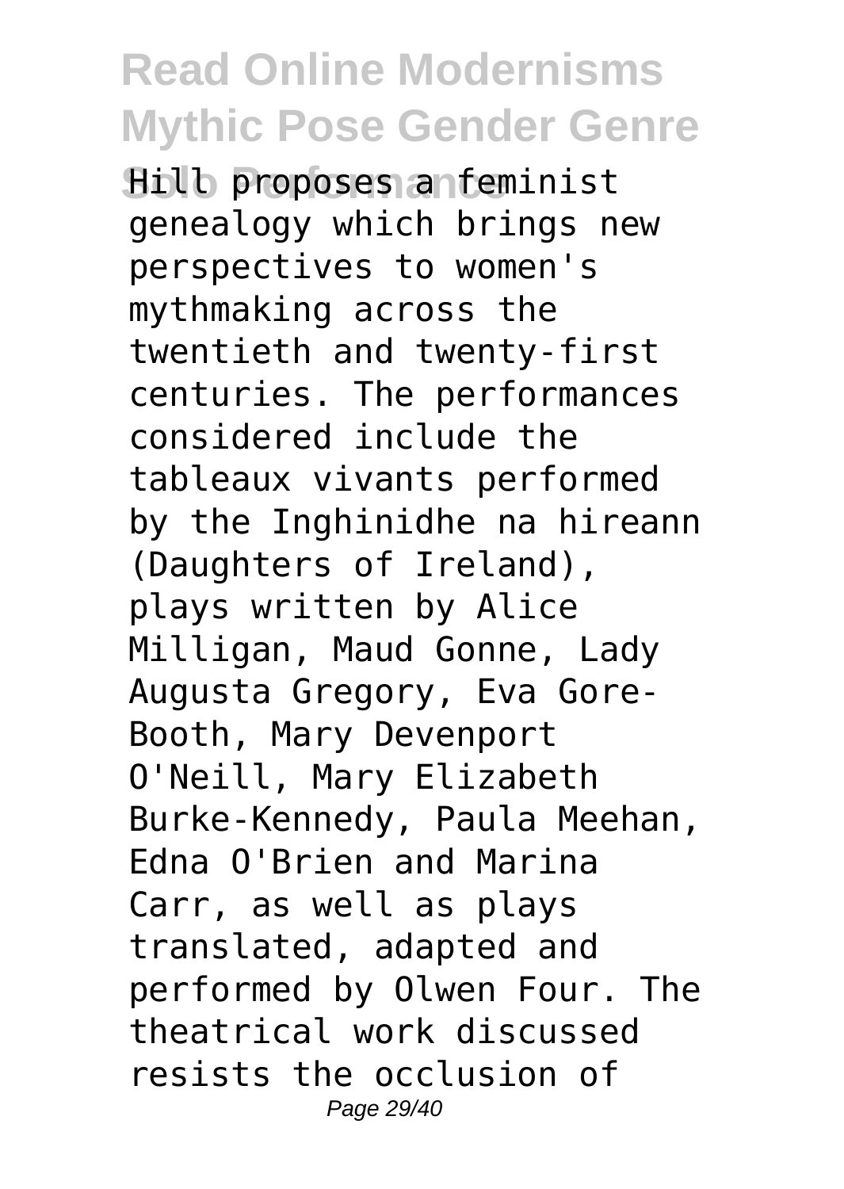Hill proposes a feminist genealogy which brings new perspectives to women's mythmaking across the twentieth and twenty-first centuries. The performances considered include the tableaux vivants performed by the Inghinidhe na hireann (Daughters of Ireland), plays written by Alice Milligan, Maud Gonne, Lady Augusta Gregory, Eva Gore-Booth, Mary Devenport O'Neill, Mary Elizabeth Burke-Kennedy, Paula Meehan, Edna O'Brien and Marina Carr, as well as plays translated, adapted and performed by Olwen Four. The theatrical work discussed resists the occlusion of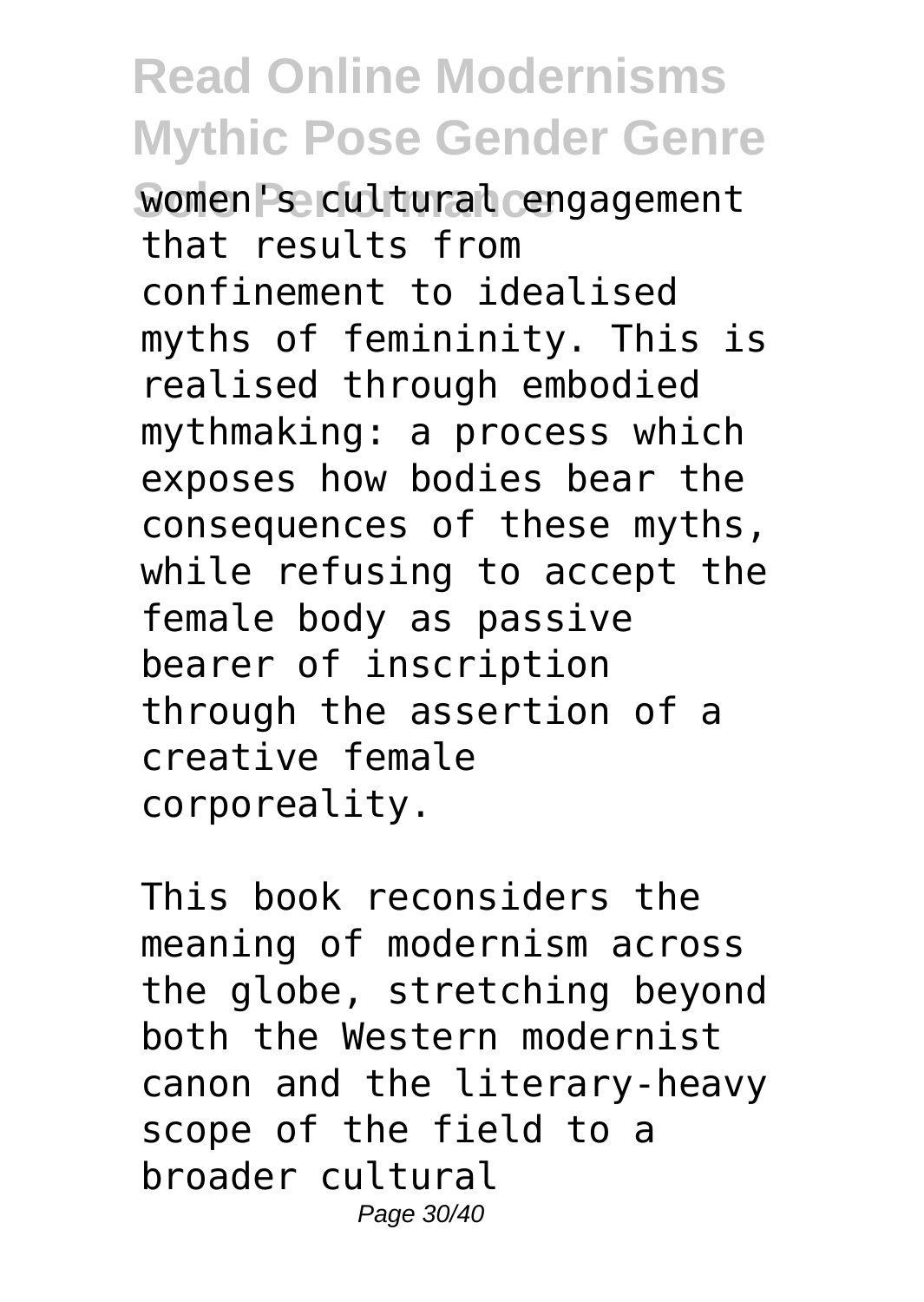women's cultural engagement that results from confinement to idealised myths of femininity. This is realised through embodied mythmaking: a process which exposes how bodies bear the consequences of these myths, while refusing to accept the female body as passive bearer of inscription through the assertion of a creative female corporeality.

This book reconsiders the meaning of modernism across the globe, stretching beyond both the Western modernist canon and the literary-heavy scope of the field to a broader cultural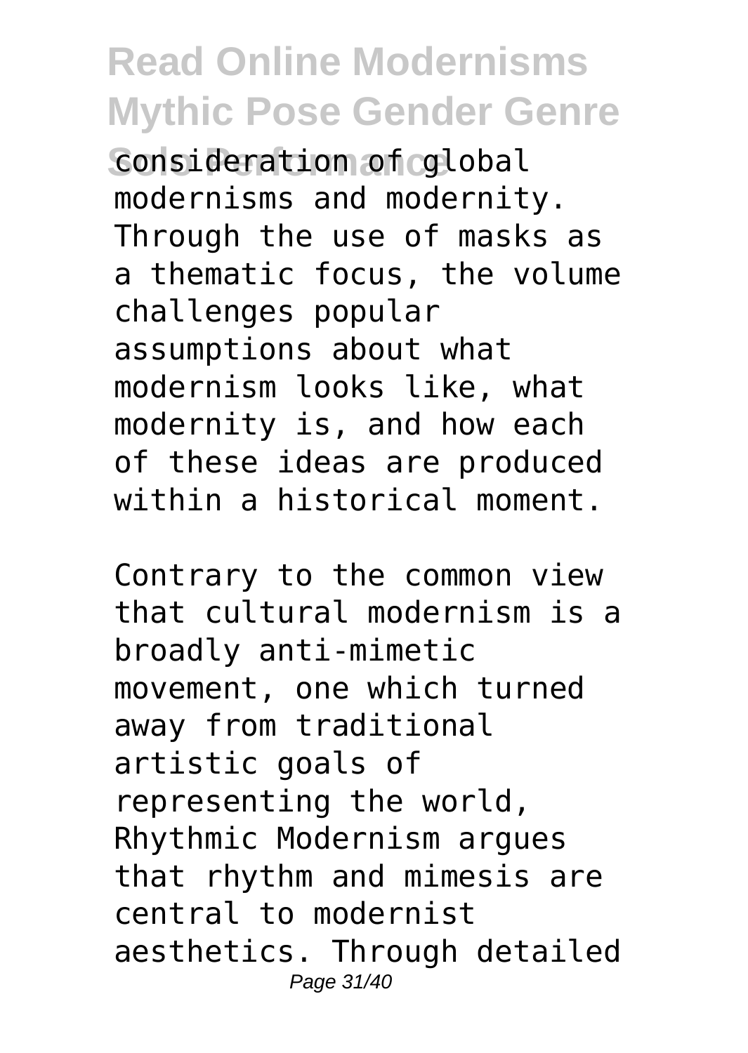consideration of global modernisms and modernity. Through the use of masks as a thematic focus, the volume challenges popular assumptions about what modernism looks like, what modernity is, and how each of these ideas are produced within a historical moment.

Contrary to the common view that cultural modernism is a broadly anti-mimetic movement, one which turned away from traditional artistic goals of representing the world, Rhythmic Modernism argues that rhythm and mimesis are central to modernist aesthetics. Through detailed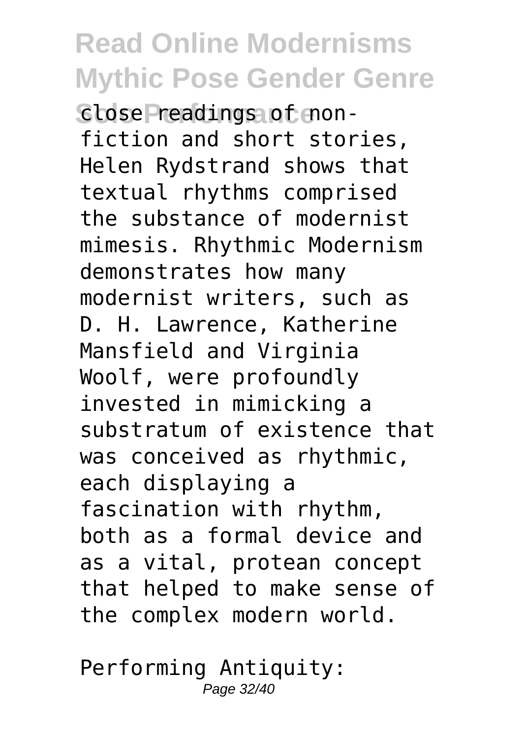close readings of non-fiction and short stories, Helen Rydstrand shows that textual rhythms comprised the substance of modernist mimesis. Rhythmic Modernism demonstrates how many modernist writers, such as D. H. Lawrence, Katherine Mansfield and Virginia Woolf, were profoundly invested in mimicking a substratum of existence that was conceived as rhythmic, each displaying a fascination with rhythm, both as a formal device and as a vital, protean concept that helped to make sense of the complex modern world.

Performing Antiquity: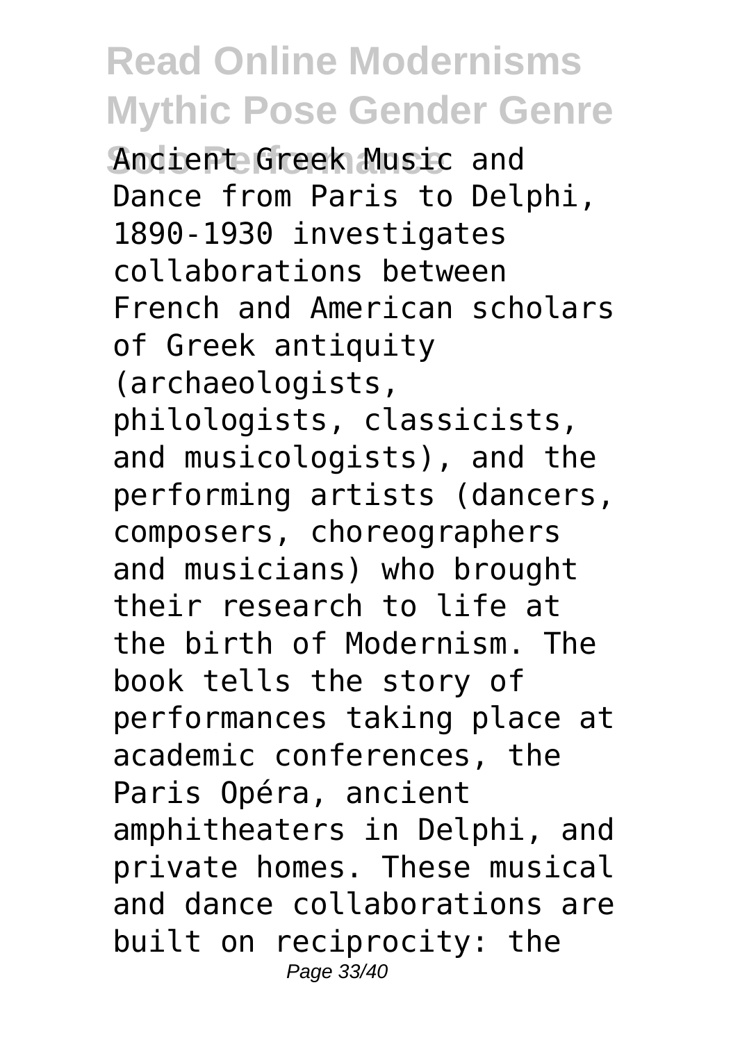Ancient Greek Music and Dance from Paris to Delphi, 1890-1930 investigates collaborations between French and American scholars of Greek antiquity (archaeologists, philologists, classicists, and musicologists), and the performing artists (dancers, composers, choreographers and musicians) who brought their research to life at the birth of Modernism. The book tells the story of performances taking place at academic conferences, the Paris Opéra, ancient amphitheaters in Delphi, and private homes. These musical and dance collaborations are built on reciprocity: the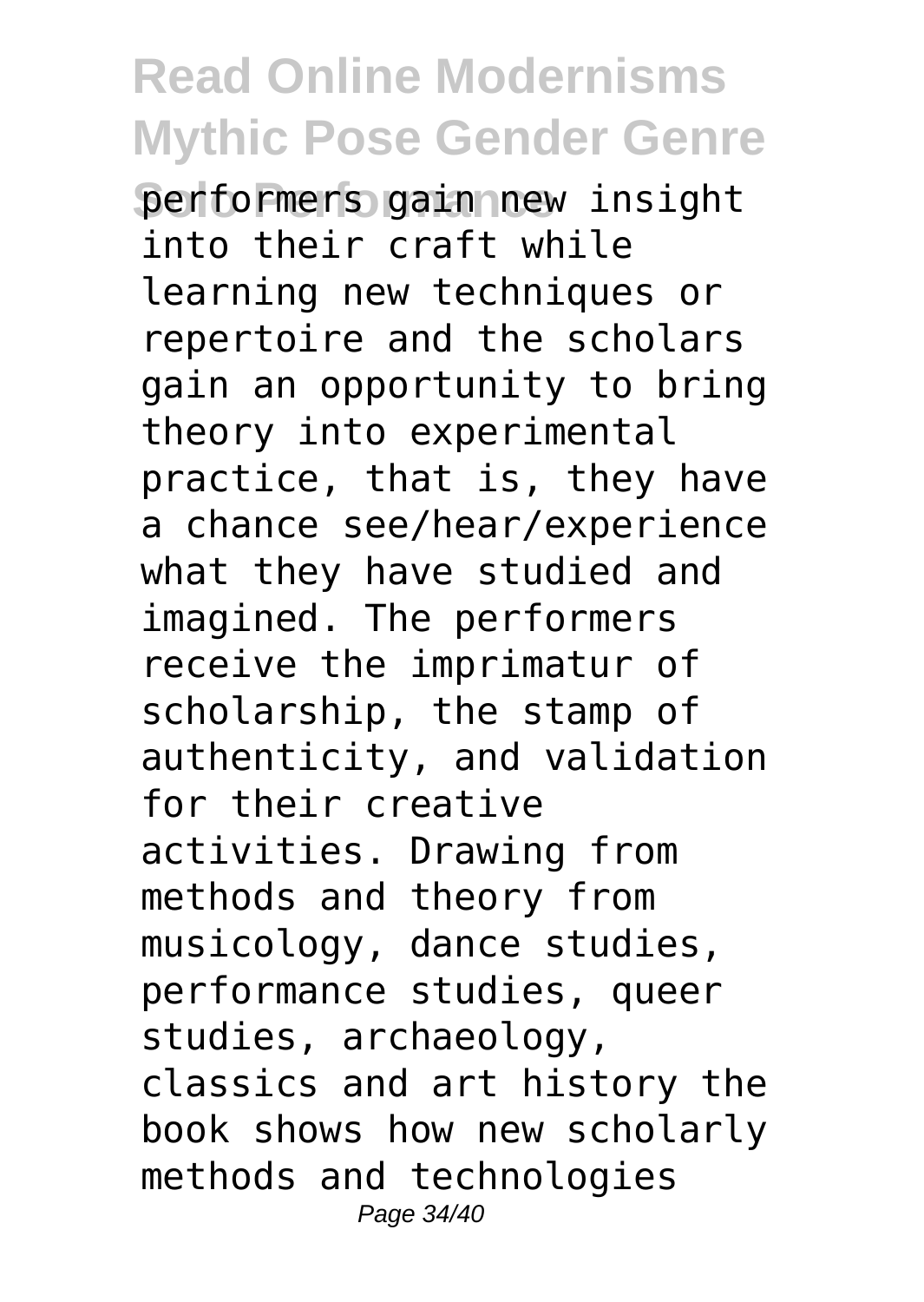performers gain new insight into their craft while learning new techniques or repertoire and the scholars gain an opportunity to bring theory into experimental practice, that is, they have a chance see/hear/experience what they have studied and imagined. The performers receive the imprimatur of scholarship, the stamp of authenticity, and validation for their creative activities. Drawing from methods and theory from musicology, dance studies, performance studies, queer studies, archaeology, classics and art history the book shows how new scholarly methods and technologies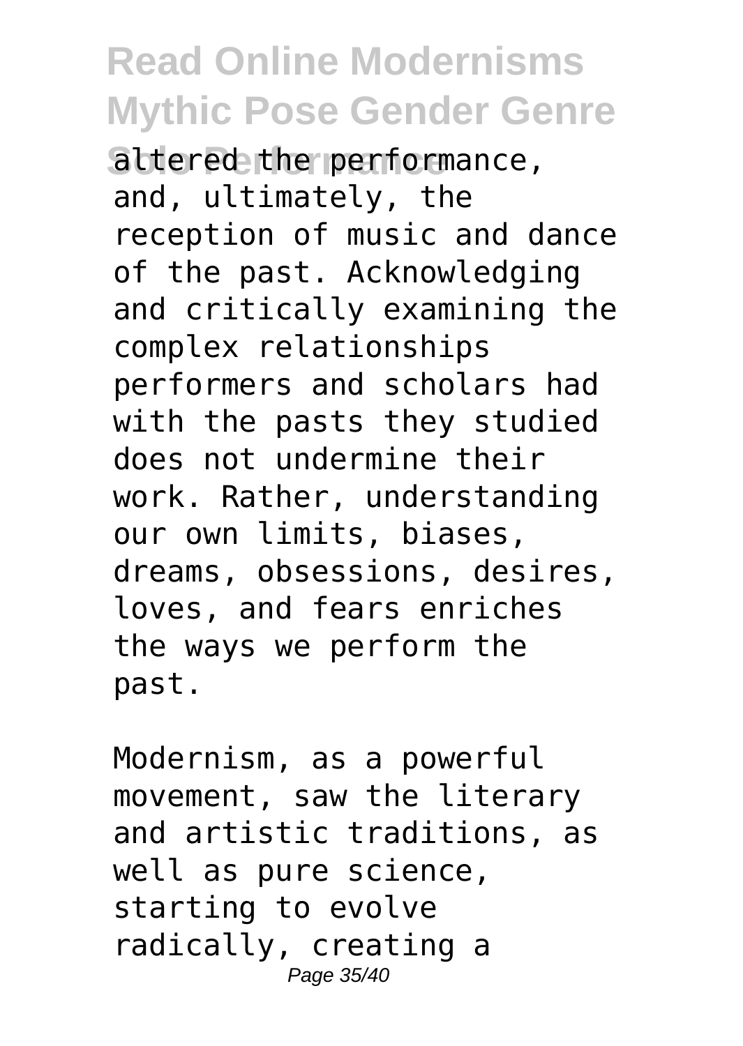altered the performance, and, ultimately, the reception of music and dance of the past. Acknowledging and critically examining the complex relationships performers and scholars had with the pasts they studied does not undermine their work. Rather, understanding our own limits, biases, dreams, obsessions, desires, loves, and fears enriches the ways we perform the past.

Modernism, as a powerful movement, saw the literary and artistic traditions, as well as pure science, starting to evolve radically, creating a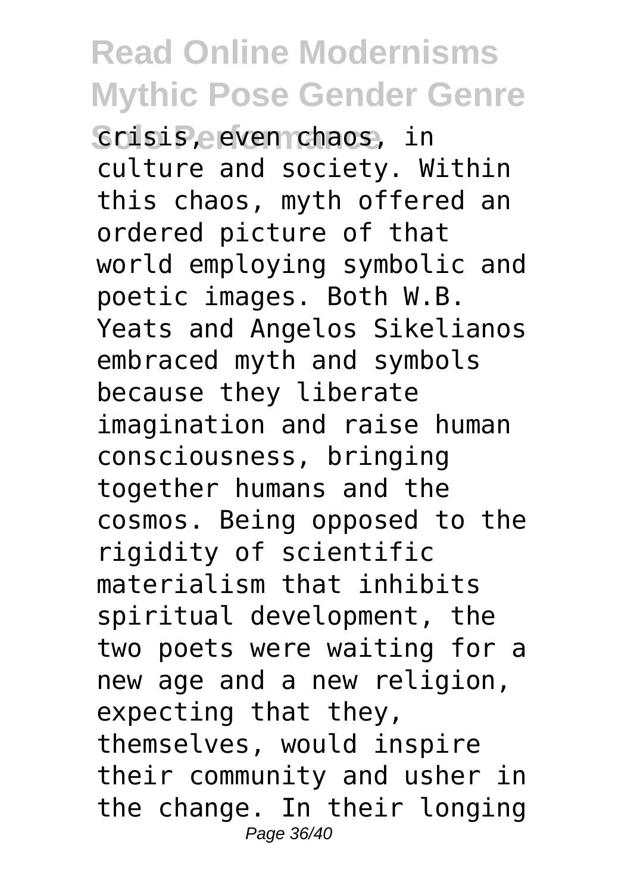crisis, even chaos, in culture and society. Within this chaos, myth offered an ordered picture of that world employing symbolic and poetic images. Both W.B. Yeats and Angelos Sikelianos embraced myth and symbols because they liberate imagination and raise human consciousness, bringing together humans and the cosmos. Being opposed to the rigidity of scientific materialism that inhibits spiritual development, the two poets were waiting for a new age and a new religion, expecting that they, themselves, would inspire their community and usher in the change. In their longing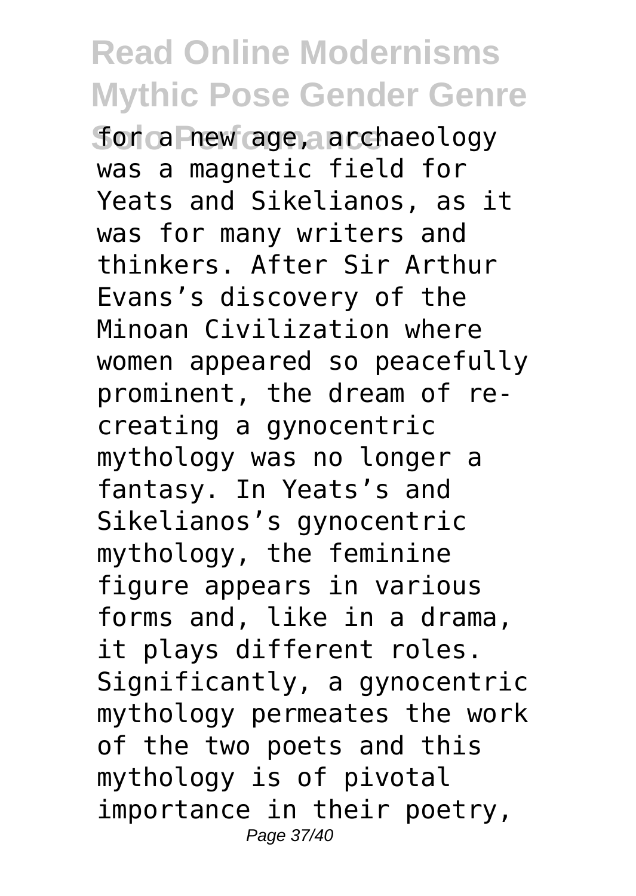for a new age, archaeology was a magnetic field for Yeats and Sikelianos, as it was for many writers and thinkers. After Sir Arthur Evans's discovery of the Minoan Civilization where women appeared so peacefully prominent, the dream of re-creating a gynocentric mythology was no longer a fantasy. In Yeats's and Sikelianos's gynocentric mythology, the feminine figure appears in various forms and, like in a drama, it plays different roles. Significantly, a gynocentric mythology permeates the work of the two poets and this mythology is of pivotal importance in their poetry,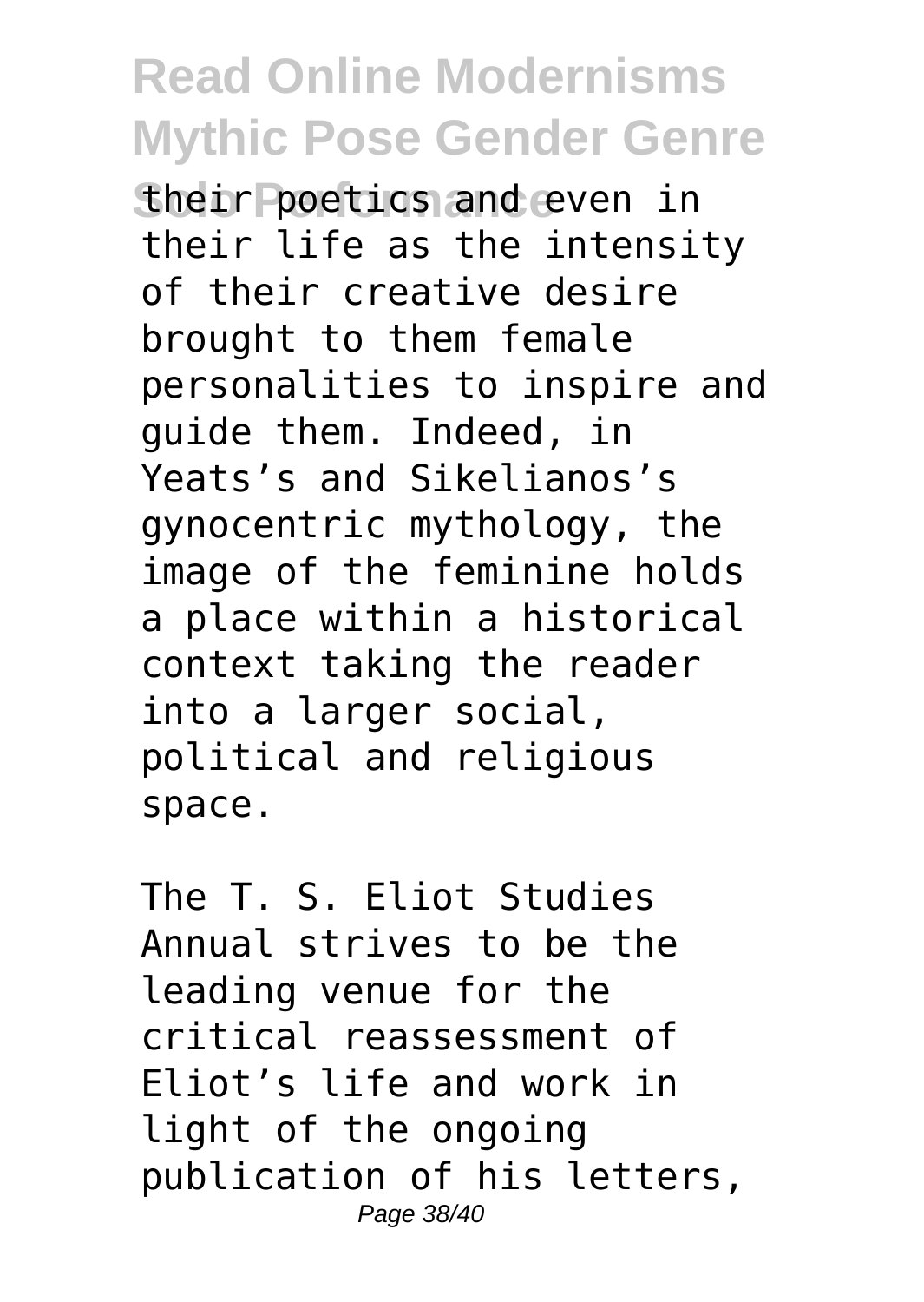their poetics and even in their life as the intensity of their creative desire brought to them female personalities to inspire and guide them. Indeed, in Yeats's and Sikelianos's gynocentric mythology, the image of the feminine holds a place within a historical context taking the reader into a larger social, political and religious space.

The T. S. Eliot Studies Annual strives to be the leading venue for the critical reassessment of Eliot's life and work in light of the ongoing publication of his letters,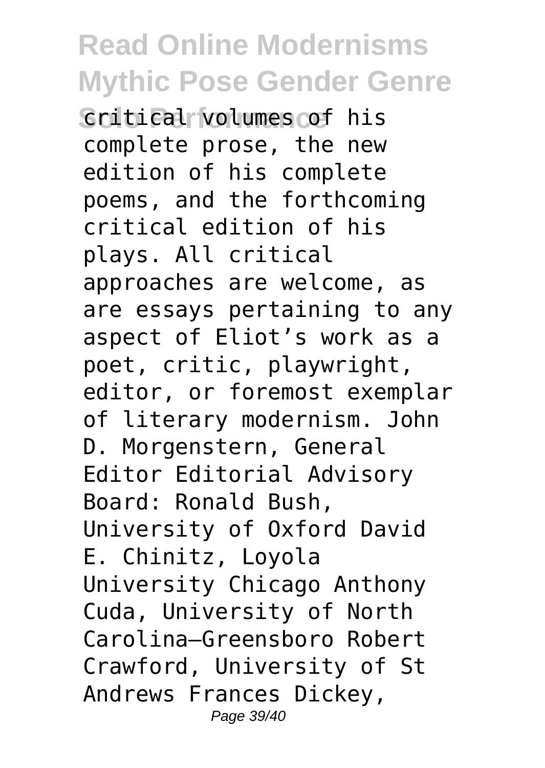critical volumes of his complete prose, the new edition of his complete poems, and the forthcoming critical edition of his plays. All critical approaches are welcome, as are essays pertaining to any aspect of Eliot's work as a poet, critic, playwright, editor, or foremost exemplar of literary modernism. John D. Morgenstern, General Editor Editorial Advisory Board: Ronald Bush, University of Oxford David E. Chinitz, Loyola University Chicago Anthony Cuda, University of North Carolina–Greensboro Robert Crawford, University of St Andrews Frances Dickey,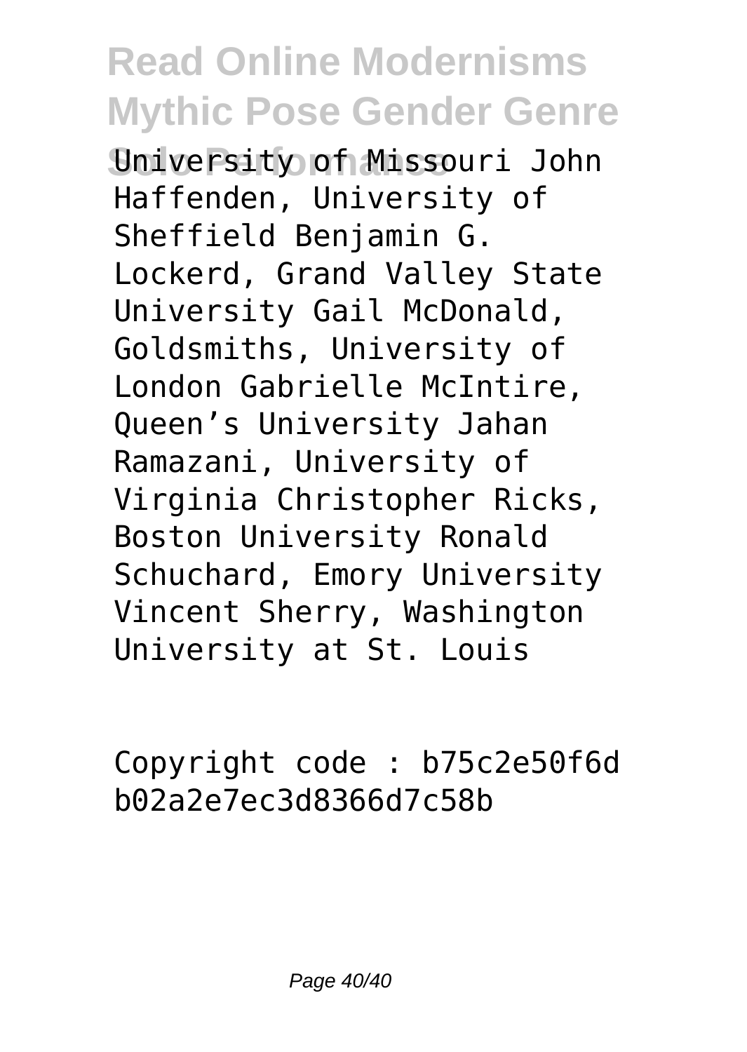University of Missouri John Haffenden, University of Sheffield Benjamin G. Lockerd, Grand Valley State University Gail McDonald, Goldsmiths, University of London Gabrielle McIntire, Queen’s University Jahan Ramazani, University of Virginia Christopher Ricks, Boston University Ronald Schuchard, Emory University Vincent Sherry, Washington University at St. Louis

Copyright code : b75c2e50f6db02a2e7ec3d8366d7c58b